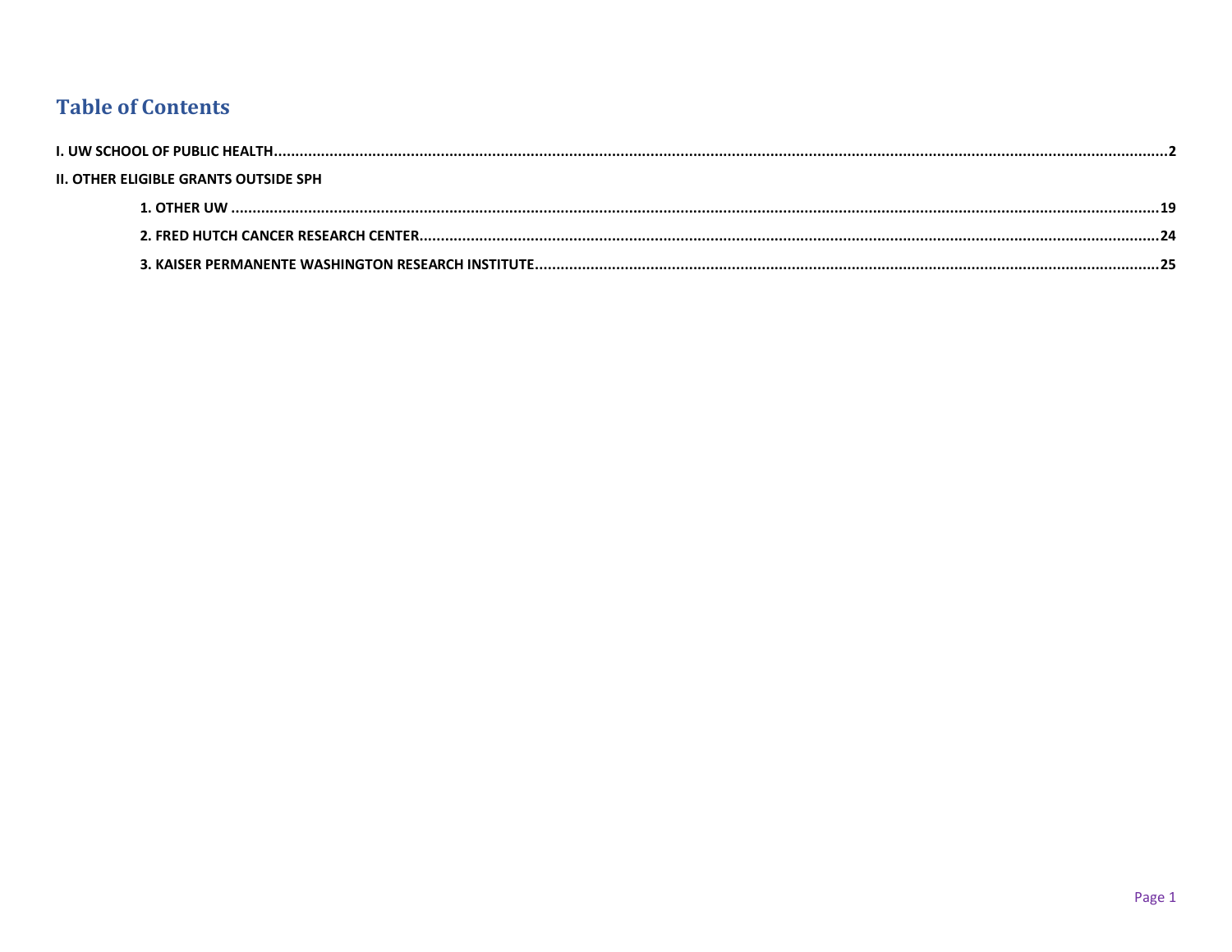# Table of Contents

**I. UW SCHOOL OF PUBLIC HEALTH** .......... **2**

**II. OTHER ELIGIBLE GRANTS OUTSIDE SPH**

- **1. OTHER UW** .......... **19**
- **2. FRED HUTCH CANCER RESEARCH CENTER** .......... **24**
- **3. KAISER PERMANENTE WASHINGTON RESEARCH INSTITUTE** .......... **25**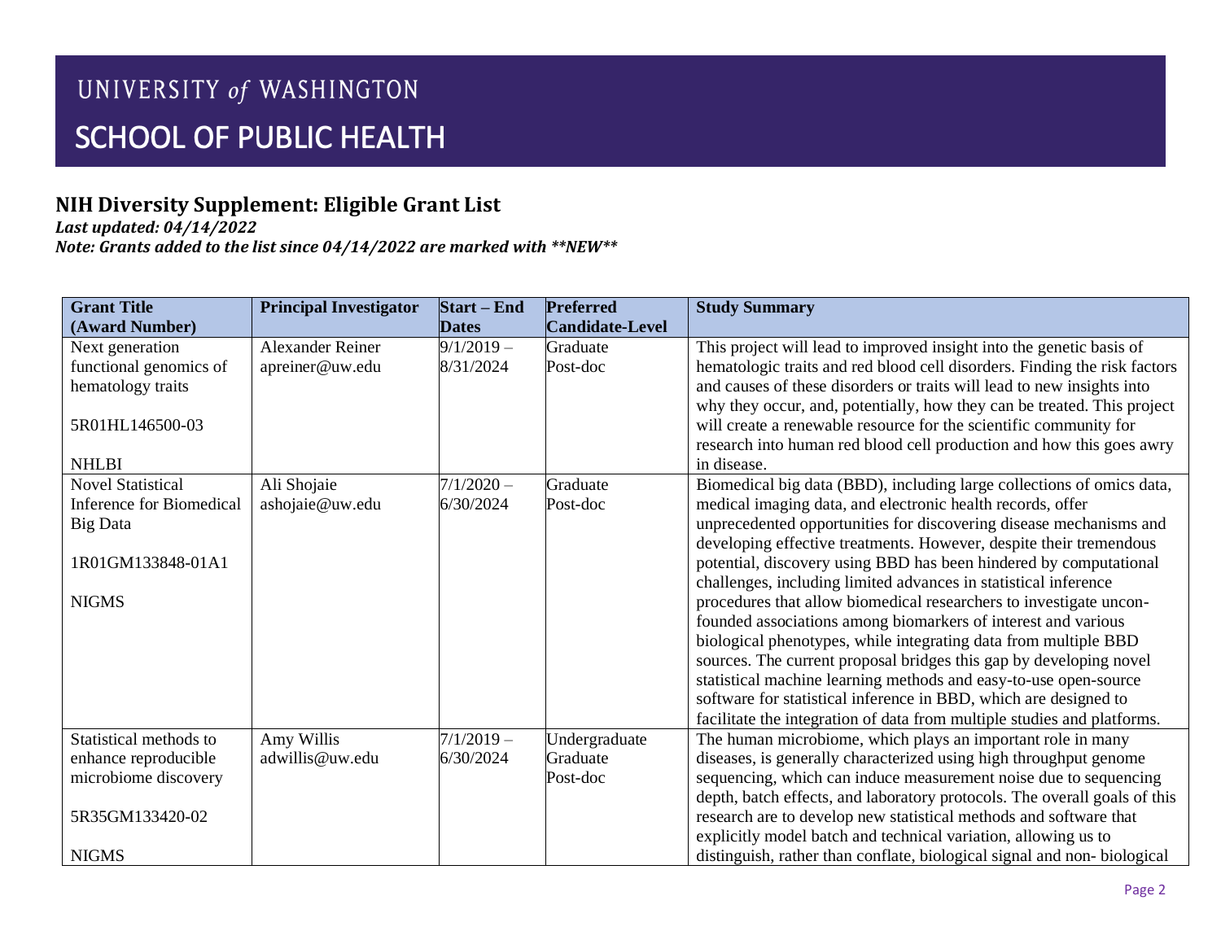UNIVERSITY *of* WASHINGTON

# SCHOOL OF PUBLIC HEALTH

## NIH Diversity Supplement: Eligible Grant List

***Last updated: 04/14/2022***

***Note: Grants added to the list since 04/14/2022 are marked with **NEW*****

| Grant Title (Award Number) | Principal Investigator | Start – End Dates | Preferred Candidate-Level | Study Summary |
|---|---|---|---|---|
| Next generation functional genomics of hematology traits<br><br>5R01HL146500-03<br><br>NHLBI | Alexander Reiner<br>apreiner@uw.edu | 9/1/2019 – 8/31/2024 | Graduate<br>Post-doc | This project will lead to improved insight into the genetic basis of hematologic traits and red blood cell disorders. Finding the risk factors and causes of these disorders or traits will lead to new insights into why they occur, and, potentially, how they can be treated. This project will create a renewable resource for the scientific community for research into human red blood cell production and how this goes awry in disease. |
| Novel Statistical Inference for Biomedical Big Data<br><br>1R01GM133848-01A1<br><br>NIGMS | Ali Shojaie<br>ashojaie@uw.edu | 7/1/2020 – 6/30/2024 | Graduate<br>Post-doc | Biomedical big data (BBD), including large collections of omics data, medical imaging data, and electronic health records, offer unprecedented opportunities for discovering disease mechanisms and developing effective treatments. However, despite their tremendous potential, discovery using BBD has been hindered by computational challenges, including limited advances in statistical inference procedures that allow biomedical researchers to investigate uncon-founded associations among biomarkers of interest and various biological phenotypes, while integrating data from multiple BBD sources. The current proposal bridges this gap by developing novel statistical machine learning methods and easy-to-use open-source software for statistical inference in BBD, which are designed to facilitate the integration of data from multiple studies and platforms. |
| Statistical methods to enhance reproducible microbiome discovery<br><br>5R35GM133420-02<br><br>NIGMS | Amy Willis<br>adwillis@uw.edu | 7/1/2019 – 6/30/2024 | Undergraduate<br>Graduate<br>Post-doc | The human microbiome, which plays an important role in many diseases, is generally characterized using high throughput genome sequencing, which can induce measurement noise due to sequencing depth, batch effects, and laboratory protocols. The overall goals of this research are to develop new statistical methods and software that explicitly model batch and technical variation, allowing us to distinguish, rather than conflate, biological signal and non- biological |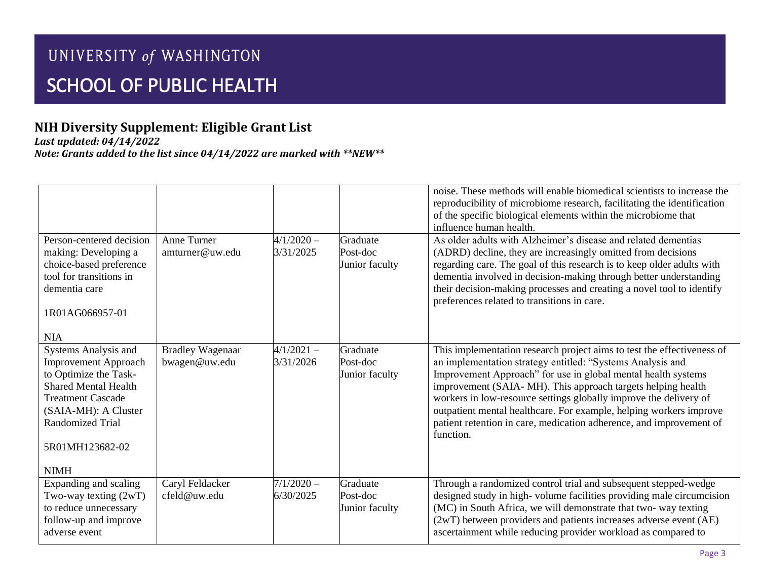# UNIVERSITY of WASHINGTON

# SCHOOL OF PUBLIC HEALTH

## NIH Diversity Supplement: Eligible Grant List

***Last updated: 04/14/2022***

***Note: Grants added to the list since 04/14/2022 are marked with \*\*NEW\*\****

| | | | | |
|---|---|---|---|---|
| | | | | noise. These methods will enable biomedical scientists to increase the reproducibility of microbiome research, facilitating the identification of the specific biological elements within the microbiome that influence human health. |
| Person-centered decision making: Developing a choice-based preference tool for transitions in dementia care<br><br>1R01AG066957-01<br><br>NIA | Anne Turner<br>amturner@uw.edu | 4/1/2020 – 3/31/2025 | Graduate<br>Post-doc<br>Junior faculty | As older adults with Alzheimer's disease and related dementias (ADRD) decline, they are increasingly omitted from decisions regarding care. The goal of this research is to keep older adults with dementia involved in decision-making through better understanding their decision-making processes and creating a novel tool to identify preferences related to transitions in care. |
| Systems Analysis and Improvement Approach to Optimize the Task-Shared Mental Health Treatment Cascade (SAIA-MH): A Cluster Randomized Trial<br><br>5R01MH123682-02<br><br>NIMH | Bradley Wagenaar<br>bwagen@uw.edu | 4/1/2021 – 3/31/2026 | Graduate<br>Post-doc<br>Junior faculty | This implementation research project aims to test the effectiveness of an implementation strategy entitled: "Systems Analysis and Improvement Approach" for use in global mental health systems improvement (SAIA- MH). This approach targets helping health workers in low-resource settings globally improve the delivery of outpatient mental healthcare. For example, helping workers improve patient retention in care, medication adherence, and improvement of function. |
| Expanding and scaling Two-way texting (2wT) to reduce unnecessary follow-up and improve adverse event | Caryl Feldacker<br>cfeld@uw.edu | 7/1/2020 – 6/30/2025 | Graduate<br>Post-doc<br>Junior faculty | Through a randomized control trial and subsequent stepped-wedge designed study in high- volume facilities providing male circumcision (MC) in South Africa, we will demonstrate that two- way texting (2wT) between providers and patients increases adverse event (AE) ascertainment while reducing provider workload as compared to |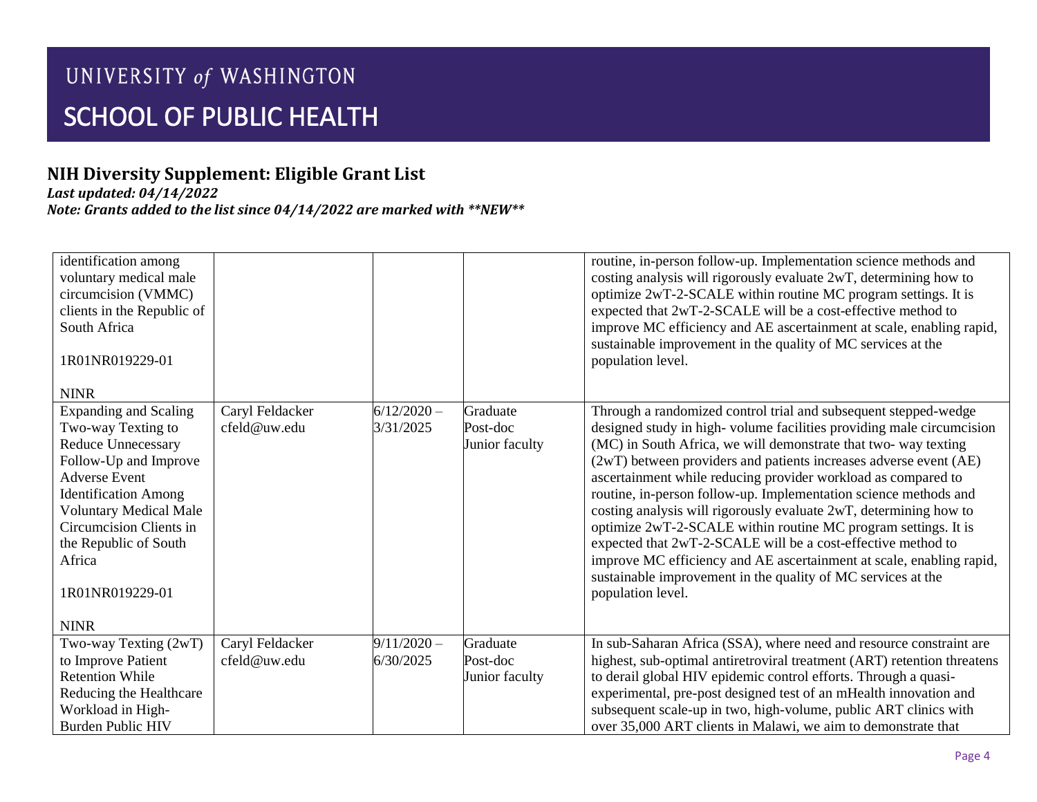# NIH Diversity Supplement: Eligible Grant List

***Last updated: 04/14/2022***

***Note: Grants added to the list since 04/14/2022 are marked with **NEW*****

| | | | | |
|---|---|---|---|---|
| identification among voluntary medical male circumcision (VMMC) clients in the Republic of South Africa<br><br>1R01NR019229-01<br><br>NINR | | | | routine, in-person follow-up. Implementation science methods and costing analysis will rigorously evaluate 2wT, determining how to optimize 2wT-2-SCALE within routine MC program settings. It is expected that 2wT-2-SCALE will be a cost-effective method to improve MC efficiency and AE ascertainment at scale, enabling rapid, sustainable improvement in the quality of MC services at the population level. |
| Expanding and Scaling Two-way Texting to Reduce Unnecessary Follow-Up and Improve Adverse Event Identification Among Voluntary Medical Male Circumcision Clients in the Republic of South Africa<br><br>1R01NR019229-01<br><br>NINR | Caryl Feldacker<br>cfeld@uw.edu | 6/12/2020 – 3/31/2025 | Graduate<br>Post-doc<br>Junior faculty | Through a randomized control trial and subsequent stepped-wedge designed study in high- volume facilities providing male circumcision (MC) in South Africa, we will demonstrate that two- way texting (2wT) between providers and patients increases adverse event (AE) ascertainment while reducing provider workload as compared to routine, in-person follow-up. Implementation science methods and costing analysis will rigorously evaluate 2wT, determining how to optimize 2wT-2-SCALE within routine MC program settings. It is expected that 2wT-2-SCALE will be a cost-effective method to improve MC efficiency and AE ascertainment at scale, enabling rapid, sustainable improvement in the quality of MC services at the population level. |
| Two-way Texting (2wT) to Improve Patient Retention While Reducing the Healthcare Workload in High-Burden Public HIV | Caryl Feldacker<br>cfeld@uw.edu | 9/11/2020 – 6/30/2025 | Graduate<br>Post-doc<br>Junior faculty | In sub-Saharan Africa (SSA), where need and resource constraint are highest, sub-optimal antiretroviral treatment (ART) retention threatens to derail global HIV epidemic control efforts. Through a quasi-experimental, pre-post designed test of an mHealth innovation and subsequent scale-up in two, high-volume, public ART clinics with over 35,000 ART clients in Malawi, we aim to demonstrate that |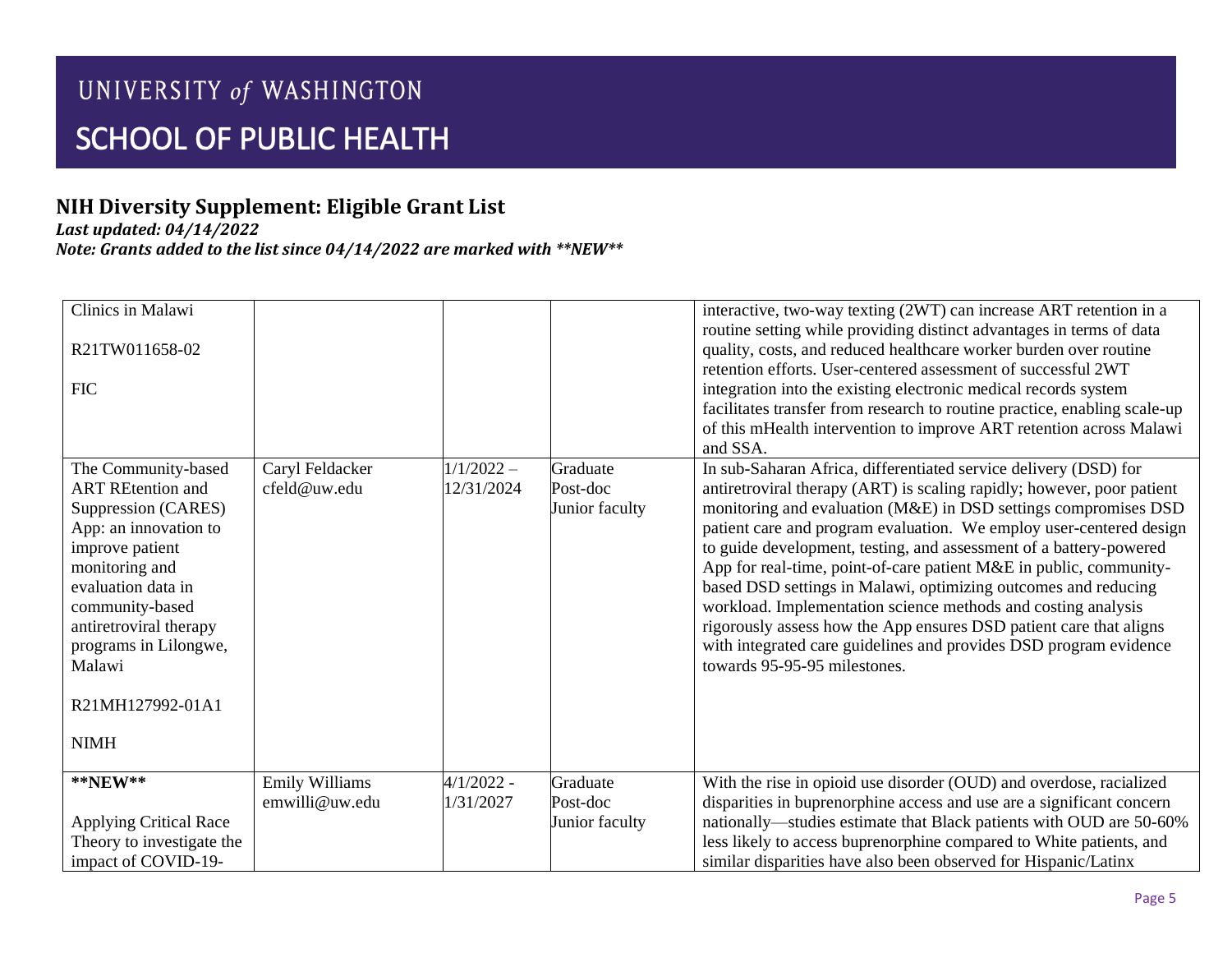# UNIVERSITY *of* WASHINGTON

# SCHOOL OF PUBLIC HEALTH

## NIH Diversity Supplement: Eligible Grant List

***Last updated: 04/14/2022***

***Note: Grants added to the list since 04/14/2022 are marked with **NEW*****

| | | | | |
|---|---|---|---|---|
| Clinics in Malawi<br><br>R21TW011658-02<br><br>FIC | | | | interactive, two-way texting (2WT) can increase ART retention in a routine setting while providing distinct advantages in terms of data quality, costs, and reduced healthcare worker burden over routine retention efforts. User-centered assessment of successful 2WT integration into the existing electronic medical records system facilitates transfer from research to routine practice, enabling scale-up of this mHealth intervention to improve ART retention across Malawi and SSA. |
| The Community-based ART REtention and Suppression (CARES) App: an innovation to improve patient monitoring and evaluation data in community-based antiretroviral therapy programs in Lilongwe, Malawi<br><br>R21MH127992-01A1<br><br>NIMH | Caryl Feldacker<br>cfeld@uw.edu | 1/1/2022 – 12/31/2024 | Graduate<br>Post-doc<br>Junior faculty | In sub-Saharan Africa, differentiated service delivery (DSD) for antiretroviral therapy (ART) is scaling rapidly; however, poor patient monitoring and evaluation (M&E) in DSD settings compromises DSD patient care and program evaluation. We employ user-centered design to guide development, testing, and assessment of a battery-powered App for real-time, point-of-care patient M&E in public, community-based DSD settings in Malawi, optimizing outcomes and reducing workload. Implementation science methods and costing analysis rigorously assess how the App ensures DSD patient care that aligns with integrated care guidelines and provides DSD program evidence towards 95-95-95 milestones. |
| **\*\*NEW\*\***<br><br>Applying Critical Race Theory to investigate the impact of COVID-19- | Emily Williams<br>emwilli@uw.edu | 4/1/2022 - 1/31/2027 | Graduate<br>Post-doc<br>Junior faculty | With the rise in opioid use disorder (OUD) and overdose, racialized disparities in buprenorphine access and use are a significant concern nationally—studies estimate that Black patients with OUD are 50-60% less likely to access buprenorphine compared to White patients, and similar disparities have also been observed for Hispanic/Latinx |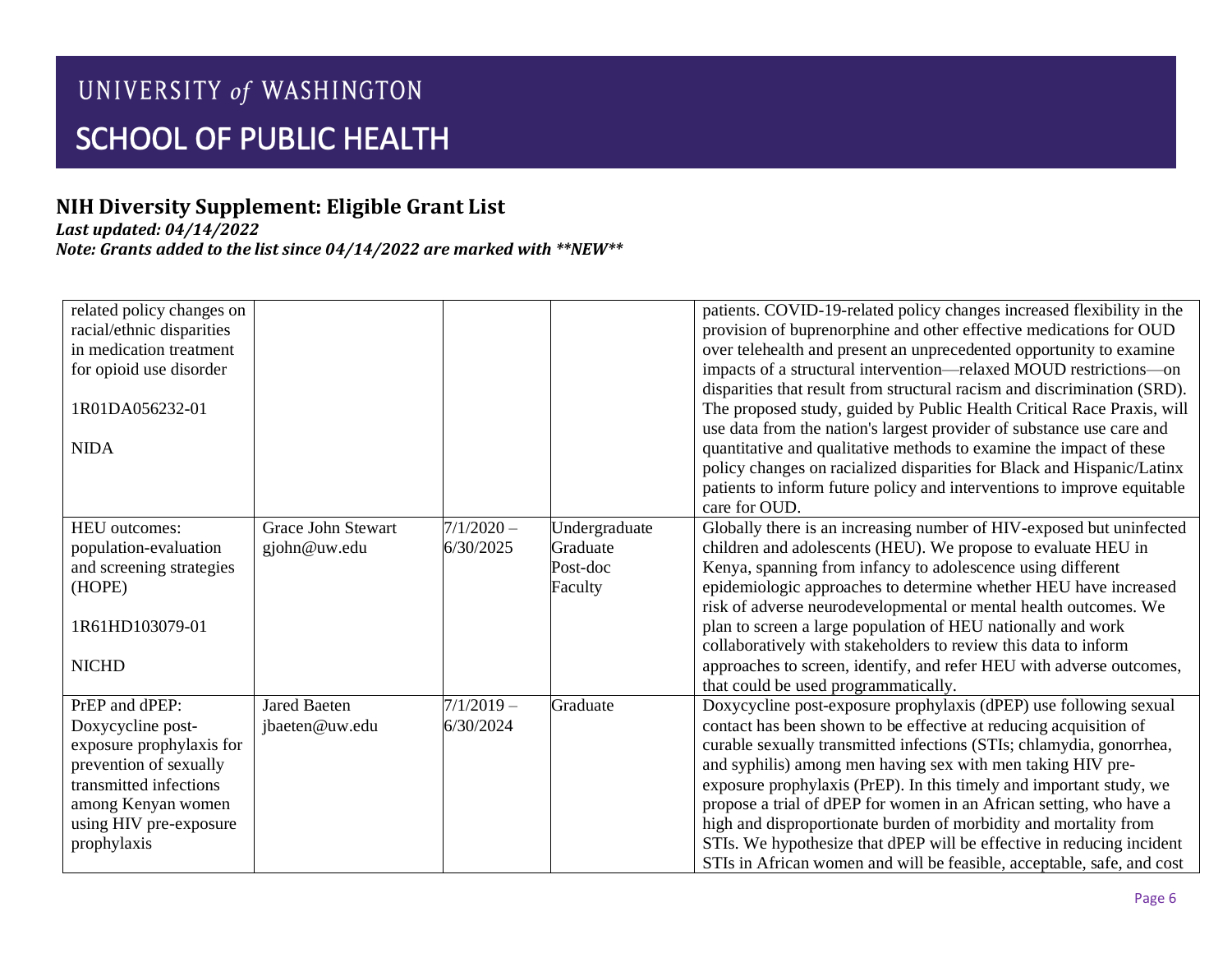# NIH Diversity Supplement: Eligible Grant List

***Last updated: 04/14/2022***

***Note: Grants added to the list since 04/14/2022 are marked with **NEW*****

| | | | | |
|---|---|---|---|---|
| related policy changes on racial/ethnic disparities in medication treatment for opioid use disorder<br><br>1R01DA056232-01<br><br>NIDA | | | | patients. COVID-19-related policy changes increased flexibility in the provision of buprenorphine and other effective medications for OUD over telehealth and present an unprecedented opportunity to examine impacts of a structural intervention—relaxed MOUD restrictions—on disparities that result from structural racism and discrimination (SRD). The proposed study, guided by Public Health Critical Race Praxis, will use data from the nation's largest provider of substance use care and quantitative and qualitative methods to examine the impact of these policy changes on racialized disparities for Black and Hispanic/Latinx patients to inform future policy and interventions to improve equitable care for OUD. |
| HEU outcomes: population-evaluation and screening strategies (HOPE)<br><br>1R61HD103079-01<br><br>NICHD | Grace John Stewart<br>gjohn@uw.edu | 7/1/2020 – 6/30/2025 | Undergraduate<br>Graduate<br>Post-doc<br>Faculty | Globally there is an increasing number of HIV-exposed but uninfected children and adolescents (HEU). We propose to evaluate HEU in Kenya, spanning from infancy to adolescence using different epidemiologic approaches to determine whether HEU have increased risk of adverse neurodevelopmental or mental health outcomes. We plan to screen a large population of HEU nationally and work collaboratively with stakeholders to review this data to inform approaches to screen, identify, and refer HEU with adverse outcomes, that could be used programmatically. |
| PrEP and dPEP: Doxycycline post-exposure prophylaxis for prevention of sexually transmitted infections among Kenyan women using HIV pre-exposure prophylaxis | Jared Baeten<br>jbaeten@uw.edu | 7/1/2019 – 6/30/2024 | Graduate | Doxycycline post-exposure prophylaxis (dPEP) use following sexual contact has been shown to be effective at reducing acquisition of curable sexually transmitted infections (STIs; chlamydia, gonorrhea, and syphilis) among men having sex with men taking HIV pre-exposure prophylaxis (PrEP). In this timely and important study, we propose a trial of dPEP for women in an African setting, who have a high and disproportionate burden of morbidity and mortality from STIs. We hypothesize that dPEP will be effective in reducing incident STIs in African women and will be feasible, acceptable, safe, and cost |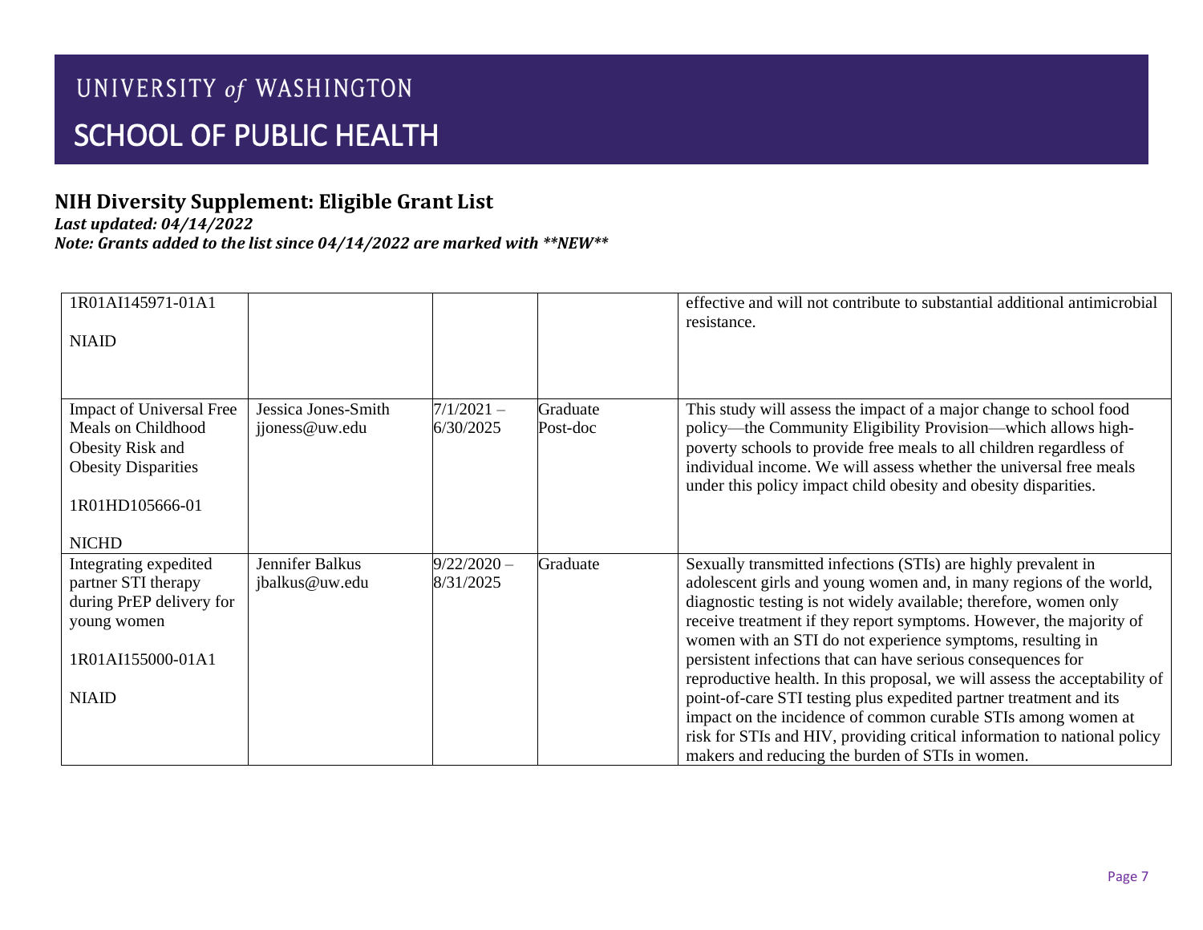## UNIVERSITY *of* WASHINGTON

# SCHOOL OF PUBLIC HEALTH

## NIH Diversity Supplement: Eligible Grant List

***Last updated: 04/14/2022***

***Note: Grants added to the list since 04/14/2022 are marked with **NEW*****

| | | | | |
|---|---|---|---|---|
| 1R01AI145971-01A1<br><br>NIAID | | | | effective and will not contribute to substantial additional antimicrobial resistance. |
| Impact of Universal Free Meals on Childhood Obesity Risk and Obesity Disparities<br><br>1R01HD105666-01<br><br>NICHD | Jessica Jones-Smith<br>jjoness@uw.edu | 7/1/2021 – 6/30/2025 | Graduate<br>Post-doc | This study will assess the impact of a major change to school food policy—the Community Eligibility Provision—which allows high-poverty schools to provide free meals to all children regardless of individual income. We will assess whether the universal free meals under this policy impact child obesity and obesity disparities. |
| Integrating expedited partner STI therapy during PrEP delivery for young women<br><br>1R01AI155000-01A1<br><br>NIAID | Jennifer Balkus<br>jbalkus@uw.edu | 9/22/2020 – 8/31/2025 | Graduate | Sexually transmitted infections (STIs) are highly prevalent in adolescent girls and young women and, in many regions of the world, diagnostic testing is not widely available; therefore, women only receive treatment if they report symptoms. However, the majority of women with an STI do not experience symptoms, resulting in persistent infections that can have serious consequences for reproductive health. In this proposal, we will assess the acceptability of point-of-care STI testing plus expedited partner treatment and its impact on the incidence of common curable STIs among women at risk for STIs and HIV, providing critical information to national policy makers and reducing the burden of STIs in women. |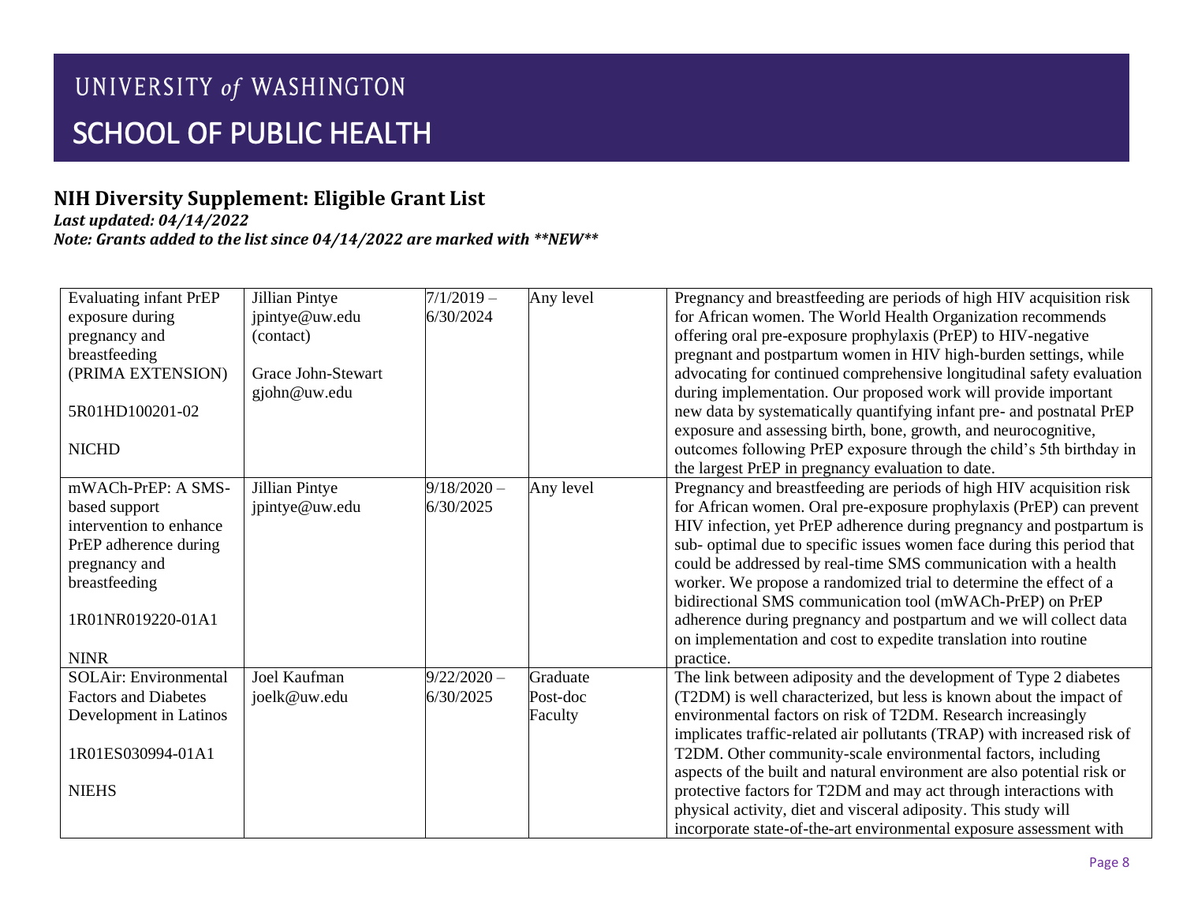UNIVERSITY *of* WASHINGTON

# SCHOOL OF PUBLIC HEALTH

## NIH Diversity Supplement: Eligible Grant List

***Last updated: 04/14/2022***

***Note: Grants added to the list since 04/14/2022 are marked with **NEW*****

| | | | | |
|---|---|---|---|---|
| Evaluating infant PrEP exposure during pregnancy and breastfeeding (PRIMA EXTENSION)<br><br>5R01HD100201-02<br><br>NICHD | Jillian Pintye<br>jpintye@uw.edu<br>(contact)<br><br>Grace John-Stewart<br>gjohn@uw.edu | 7/1/2019 – 6/30/2024 | Any level | Pregnancy and breastfeeding are periods of high HIV acquisition risk for African women. The World Health Organization recommends offering oral pre-exposure prophylaxis (PrEP) to HIV-negative pregnant and postpartum women in HIV high-burden settings, while advocating for continued comprehensive longitudinal safety evaluation during implementation. Our proposed work will provide important new data by systematically quantifying infant pre- and postnatal PrEP exposure and assessing birth, bone, growth, and neurocognitive, outcomes following PrEP exposure through the child's 5th birthday in the largest PrEP in pregnancy evaluation to date. |
| mWACh-PrEP: A SMS-based support intervention to enhance PrEP adherence during pregnancy and breastfeeding<br><br>1R01NR019220-01A1<br><br>NINR | Jillian Pintye<br>jpintye@uw.edu | 9/18/2020 – 6/30/2025 | Any level | Pregnancy and breastfeeding are periods of high HIV acquisition risk for African women. Oral pre-exposure prophylaxis (PrEP) can prevent HIV infection, yet PrEP adherence during pregnancy and postpartum is sub- optimal due to specific issues women face during this period that could be addressed by real-time SMS communication with a health worker. We propose a randomized trial to determine the effect of a bidirectional SMS communication tool (mWACh-PrEP) on PrEP adherence during pregnancy and postpartum and we will collect data on implementation and cost to expedite translation into routine practice. |
| SOLAir: Environmental Factors and Diabetes Development in Latinos<br><br>1R01ES030994-01A1<br><br>NIEHS | Joel Kaufman<br>joelk@uw.edu | 9/22/2020 – 6/30/2025 | Graduate<br>Post-doc<br>Faculty | The link between adiposity and the development of Type 2 diabetes (T2DM) is well characterized, but less is known about the impact of environmental factors on risk of T2DM. Research increasingly implicates traffic-related air pollutants (TRAP) with increased risk of T2DM. Other community-scale environmental factors, including aspects of the built and natural environment are also potential risk or protective factors for T2DM and may act through interactions with physical activity, diet and visceral adiposity. This study will incorporate state-of-the-art environmental exposure assessment with |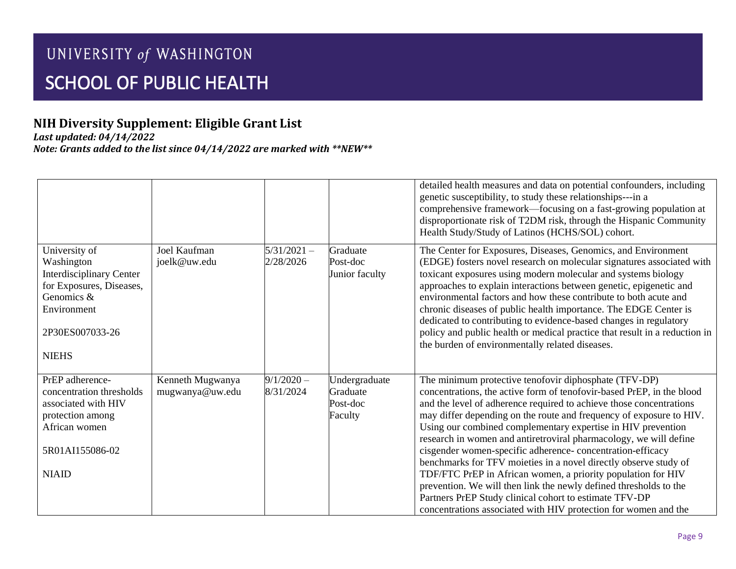# UNIVERSITY of WASHINGTON
# SCHOOL OF PUBLIC HEALTH

## NIH Diversity Supplement: Eligible Grant List

***Last updated: 04/14/2022***

***Note: Grants added to the list since 04/14/2022 are marked with **NEW*****

| | | | | |
|---|---|---|---|---|
| | | | | detailed health measures and data on potential confounders, including genetic susceptibility, to study these relationships---in a comprehensive framework—focusing on a fast-growing population at disproportionate risk of T2DM risk, through the Hispanic Community Health Study/Study of Latinos (HCHS/SOL) cohort. |
| University of Washington Interdisciplinary Center for Exposures, Diseases, Genomics & Environment<br><br>2P30ES007033-26<br><br>NIEHS | Joel Kaufman<br>joelk@uw.edu | 5/31/2021 – 2/28/2026 | Graduate<br>Post-doc<br>Junior faculty | The Center for Exposures, Diseases, Genomics, and Environment (EDGE) fosters novel research on molecular signatures associated with toxicant exposures using modern molecular and systems biology approaches to explain interactions between genetic, epigenetic and environmental factors and how these contribute to both acute and chronic diseases of public health importance. The EDGE Center is dedicated to contributing to evidence-based changes in regulatory policy and public health or medical practice that result in a reduction in the burden of environmentally related diseases. |
| PrEP adherence-concentration thresholds associated with HIV protection among African women<br><br>5R01AI155086-02<br><br>NIAID | Kenneth Mugwanya<br>mugwanya@uw.edu | 9/1/2020 – 8/31/2024 | Undergraduate<br>Graduate<br>Post-doc<br>Faculty | The minimum protective tenofovir diphosphate (TFV-DP) concentrations, the active form of tenofovir-based PrEP, in the blood and the level of adherence required to achieve those concentrations may differ depending on the route and frequency of exposure to HIV. Using our combined complementary expertise in HIV prevention research in women and antiretroviral pharmacology, we will define cisgender women-specific adherence- concentration-efficacy benchmarks for TFV moieties in a novel directly observe study of TDF/FTC PrEP in African women, a priority population for HIV prevention. We will then link the newly defined thresholds to the Partners PrEP Study clinical cohort to estimate TFV-DP concentrations associated with HIV protection for women and the |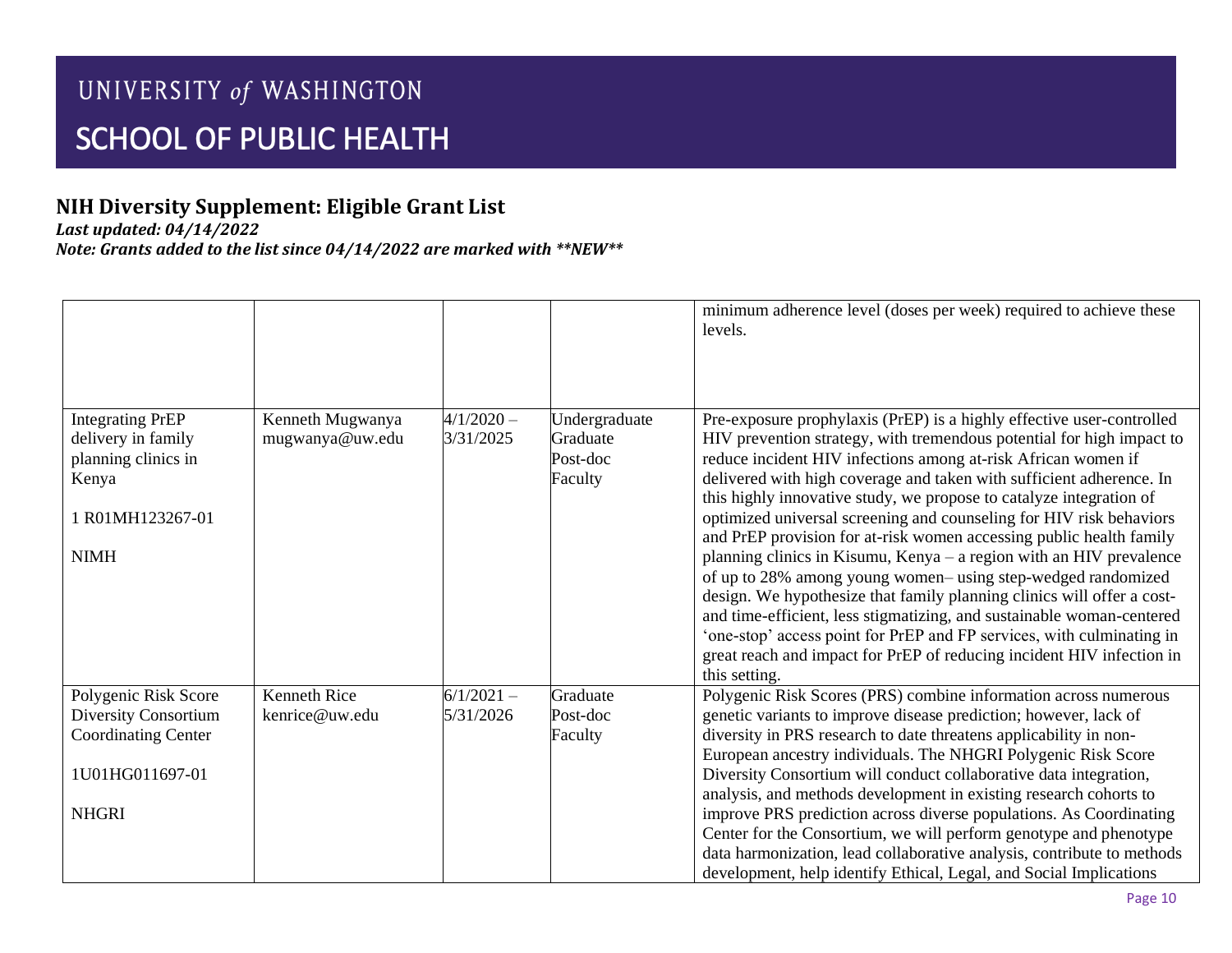# UNIVERSITY of WASHINGTON

# SCHOOL OF PUBLIC HEALTH

## NIH Diversity Supplement: Eligible Grant List

***Last updated: 04/14/2022***

***Note: Grants added to the list since 04/14/2022 are marked with **NEW*****

| | | | | |
|---|---|---|---|---|
| | | | | minimum adherence level (doses per week) required to achieve these levels. |
| Integrating PrEP delivery in family planning clinics in Kenya<br><br>1 R01MH123267-01<br><br>NIMH | Kenneth Mugwanya<br>mugwanya@uw.edu | 4/1/2020 – 3/31/2025 | Undergraduate<br>Graduate<br>Post-doc<br>Faculty | Pre-exposure prophylaxis (PrEP) is a highly effective user-controlled HIV prevention strategy, with tremendous potential for high impact to reduce incident HIV infections among at-risk African women if delivered with high coverage and taken with sufficient adherence. In this highly innovative study, we propose to catalyze integration of optimized universal screening and counseling for HIV risk behaviors and PrEP provision for at-risk women accessing public health family planning clinics in Kisumu, Kenya – a region with an HIV prevalence of up to 28% among young women– using step-wedged randomized design. We hypothesize that family planning clinics will offer a cost- and time-efficient, less stigmatizing, and sustainable woman-centered 'one-stop' access point for PrEP and FP services, with culminating in great reach and impact for PrEP of reducing incident HIV infection in this setting. |
| Polygenic Risk Score Diversity Consortium Coordinating Center<br><br>1U01HG011697-01<br><br>NHGRI | Kenneth Rice<br>kenrice@uw.edu | 6/1/2021 – 5/31/2026 | Graduate<br>Post-doc<br>Faculty | Polygenic Risk Scores (PRS) combine information across numerous genetic variants to improve disease prediction; however, lack of diversity in PRS research to date threatens applicability in non-European ancestry individuals. The NHGRI Polygenic Risk Score Diversity Consortium will conduct collaborative data integration, analysis, and methods development in existing research cohorts to improve PRS prediction across diverse populations. As Coordinating Center for the Consortium, we will perform genotype and phenotype data harmonization, lead collaborative analysis, contribute to methods development, help identify Ethical, Legal, and Social Implications |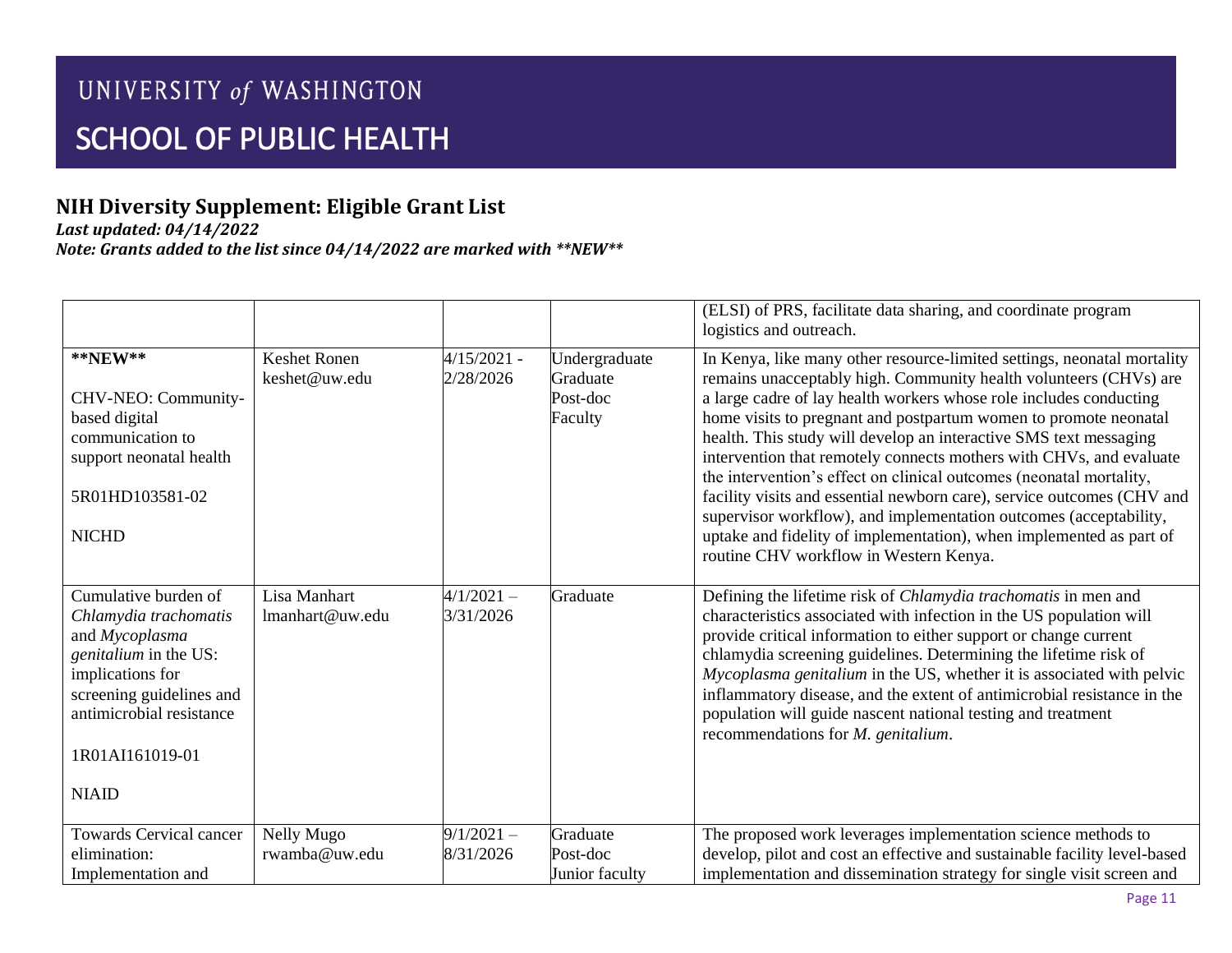# UNIVERSITY *of* WASHINGTON
# SCHOOL OF PUBLIC HEALTH

## NIH Diversity Supplement: Eligible Grant List

***Last updated: 04/14/2022***

***Note: Grants added to the list since 04/14/2022 are marked with **NEW*****

| | | | | |
|---|---|---|---|---|
| | | | | (ELSI) of PRS, facilitate data sharing, and coordinate program logistics and outreach. |
| **\*\*NEW\*\***<br><br>CHV-NEO: Community-based digital communication to support neonatal health<br><br>5R01HD103581-02<br><br>NICHD | Keshet Ronen<br>keshet@uw.edu | 4/15/2021 - 2/28/2026 | Undergraduate<br>Graduate<br>Post-doc<br>Faculty | In Kenya, like many other resource-limited settings, neonatal mortality remains unacceptably high. Community health volunteers (CHVs) are a large cadre of lay health workers whose role includes conducting home visits to pregnant and postpartum women to promote neonatal health. This study will develop an interactive SMS text messaging intervention that remotely connects mothers with CHVs, and evaluate the intervention's effect on clinical outcomes (neonatal mortality, facility visits and essential newborn care), service outcomes (CHV and supervisor workflow), and implementation outcomes (acceptability, uptake and fidelity of implementation), when implemented as part of routine CHV workflow in Western Kenya. |
| Cumulative burden of *Chlamydia trachomatis* and *Mycoplasma genitalium* in the US: implications for screening guidelines and antimicrobial resistance<br><br>1R01AI161019-01<br><br>NIAID | Lisa Manhart<br>lmanhart@uw.edu | 4/1/2021 – 3/31/2026 | Graduate | Defining the lifetime risk of *Chlamydia trachomatis* in men and characteristics associated with infection in the US population will provide critical information to either support or change current chlamydia screening guidelines. Determining the lifetime risk of *Mycoplasma genitalium* in the US, whether it is associated with pelvic inflammatory disease, and the extent of antimicrobial resistance in the population will guide nascent national testing and treatment recommendations for *M. genitalium*. |
| Towards Cervical cancer elimination: Implementation and | Nelly Mugo<br>rwamba@uw.edu | 9/1/2021 – 8/31/2026 | Graduate<br>Post-doc<br>Junior faculty | The proposed work leverages implementation science methods to develop, pilot and cost an effective and sustainable facility level-based implementation and dissemination strategy for single visit screen and |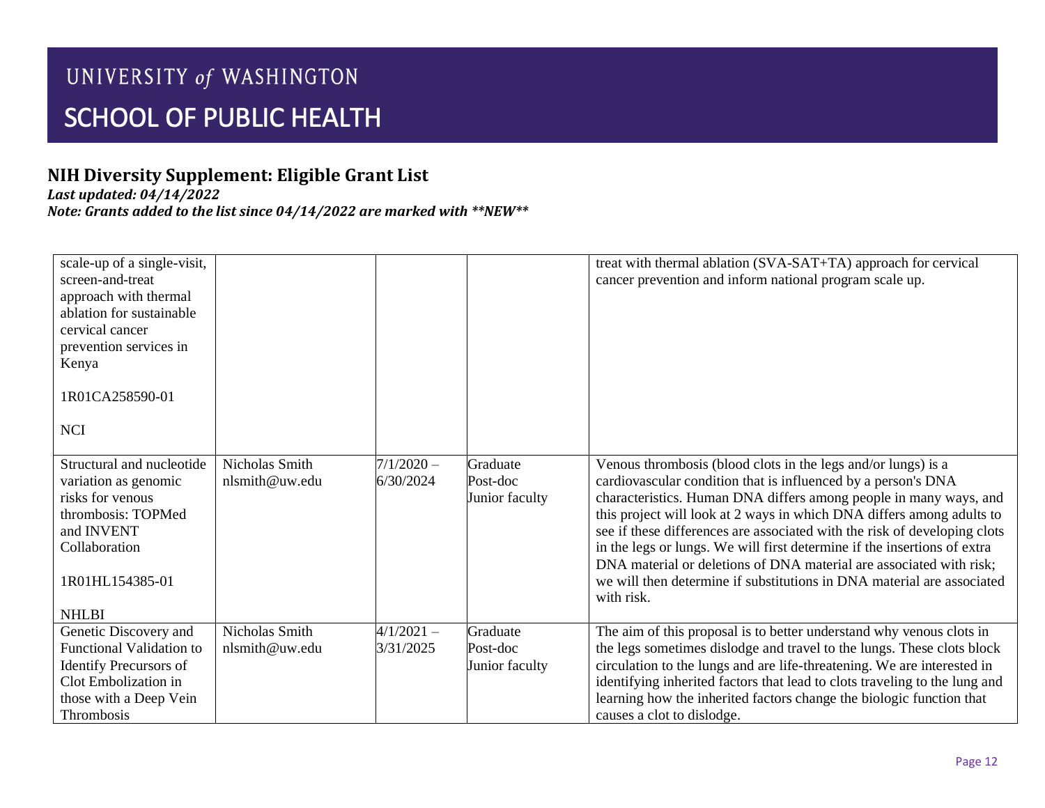# UNIVERSITY *of* WASHINGTON
# SCHOOL OF PUBLIC HEALTH

## NIH Diversity Supplement: Eligible Grant List

***Last updated: 04/14/2022***

***Note: Grants added to the list since 04/14/2022 are marked with **NEW*****

| | | | | |
|---|---|---|---|---|
| scale-up of a single-visit, screen-and-treat approach with thermal ablation for sustainable cervical cancer prevention services in Kenya<br><br>1R01CA258590-01<br><br>NCI | | | | treat with thermal ablation (SVA-SAT+TA) approach for cervical cancer prevention and inform national program scale up. |
| Structural and nucleotide variation as genomic risks for venous thrombosis: TOPMed and INVENT Collaboration<br><br>1R01HL154385-01<br><br>NHLBI | Nicholas Smith<br>nlsmith@uw.edu | 7/1/2020 – 6/30/2024 | Graduate<br>Post-doc<br>Junior faculty | Venous thrombosis (blood clots in the legs and/or lungs) is a cardiovascular condition that is influenced by a person's DNA characteristics. Human DNA differs among people in many ways, and this project will look at 2 ways in which DNA differs among adults to see if these differences are associated with the risk of developing clots in the legs or lungs. We will first determine if the insertions of extra DNA material or deletions of DNA material are associated with risk; we will then determine if substitutions in DNA material are associated with risk. |
| Genetic Discovery and Functional Validation to Identify Precursors of Clot Embolization in those with a Deep Vein Thrombosis | Nicholas Smith<br>nlsmith@uw.edu | 4/1/2021 – 3/31/2025 | Graduate<br>Post-doc<br>Junior faculty | The aim of this proposal is to better understand why venous clots in the legs sometimes dislodge and travel to the lungs. These clots block circulation to the lungs and are life-threatening. We are interested in identifying inherited factors that lead to clots traveling to the lung and learning how the inherited factors change the biologic function that causes a clot to dislodge. |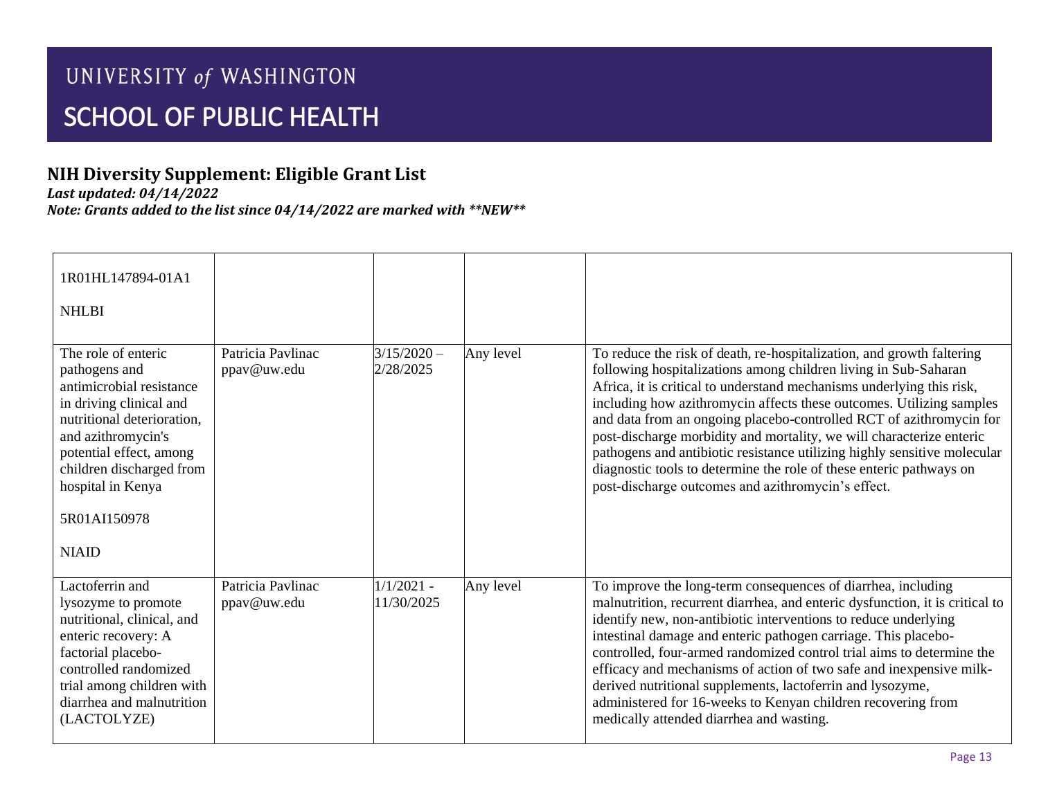# UNIVERSITY *of* WASHINGTON

# SCHOOL OF PUBLIC HEALTH

## NIH Diversity Supplement: Eligible Grant List

***Last updated: 04/14/2022***

***Note: Grants added to the list since 04/14/2022 are marked with **NEW*****

| | | | | |
|---|---|---|---|---|
| 1R01HL147894-01A1<br><br>NHLBI | | | | |
| The role of enteric pathogens and antimicrobial resistance in driving clinical and nutritional deterioration, and azithromycin's potential effect, among children discharged from hospital in Kenya<br><br>5R01AI150978<br><br>NIAID | Patricia Pavlinac<br>ppav@uw.edu | 3/15/2020 – 2/28/2025 | Any level | To reduce the risk of death, re-hospitalization, and growth faltering following hospitalizations among children living in Sub-Saharan Africa, it is critical to understand mechanisms underlying this risk, including how azithromycin affects these outcomes. Utilizing samples and data from an ongoing placebo-controlled RCT of azithromycin for post-discharge morbidity and mortality, we will characterize enteric pathogens and antibiotic resistance utilizing highly sensitive molecular diagnostic tools to determine the role of these enteric pathways on post-discharge outcomes and azithromycin's effect. |
| Lactoferrin and lysozyme to promote nutritional, clinical, and enteric recovery: A factorial placebo-controlled randomized trial among children with diarrhea and malnutrition (LACTOLYZE) | Patricia Pavlinac<br>ppav@uw.edu | 1/1/2021 - 11/30/2025 | Any level | To improve the long-term consequences of diarrhea, including malnutrition, recurrent diarrhea, and enteric dysfunction, it is critical to identify new, non-antibiotic interventions to reduce underlying intestinal damage and enteric pathogen carriage. This placebo-controlled, four-armed randomized control trial aims to determine the efficacy and mechanisms of action of two safe and inexpensive milk-derived nutritional supplements, lactoferrin and lysozyme, administered for 16-weeks to Kenyan children recovering from medically attended diarrhea and wasting. |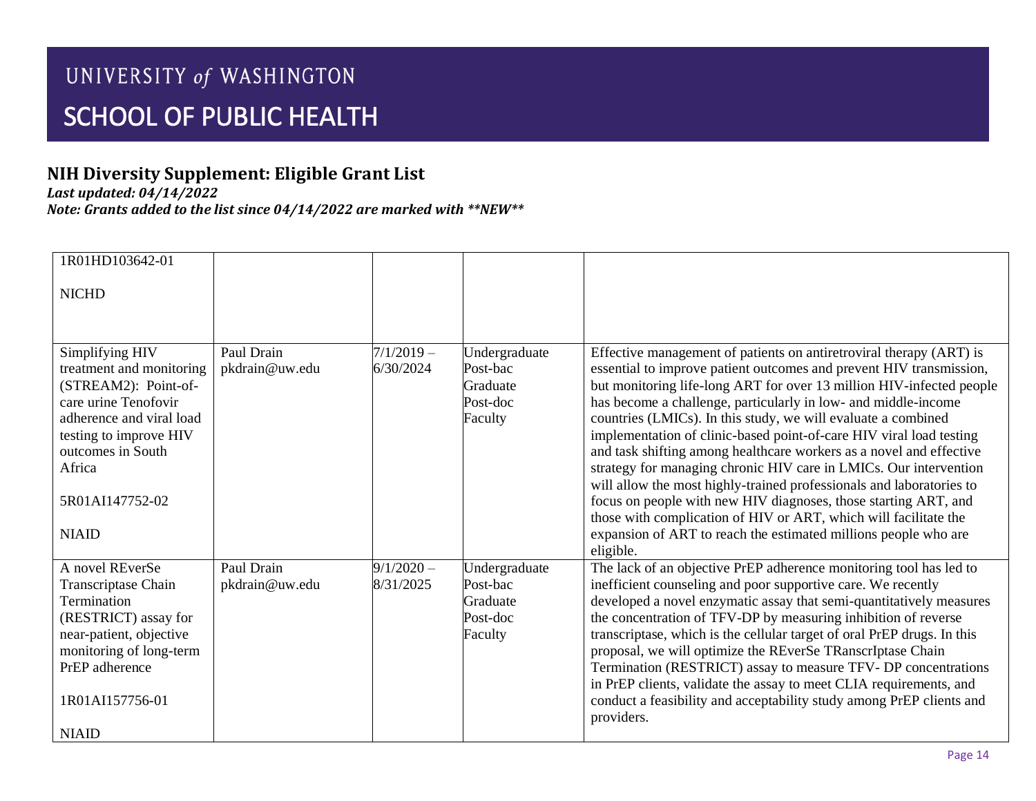# UNIVERSITY *of* WASHINGTON

# SCHOOL OF PUBLIC HEALTH

## NIH Diversity Supplement: Eligible Grant List

***Last updated: 04/14/2022***

***Note: Grants added to the list since 04/14/2022 are marked with \*\*NEW\*\****

| | | | | |
|---|---|---|---|---|
| 1R01HD103642-01<br><br>NICHD | | | | |
| Simplifying HIV treatment and monitoring (STREAM2): Point-of-care urine Tenofovir adherence and viral load testing to improve HIV outcomes in South Africa<br><br>5R01AI147752-02<br><br>NIAID | Paul Drain<br>pkdrain@uw.edu | 7/1/2019 – 6/30/2024 | Undergraduate<br>Post-bac<br>Graduate<br>Post-doc<br>Faculty | Effective management of patients on antiretroviral therapy (ART) is essential to improve patient outcomes and prevent HIV transmission, but monitoring life-long ART for over 13 million HIV-infected people has become a challenge, particularly in low- and middle-income countries (LMICs). In this study, we will evaluate a combined implementation of clinic-based point-of-care HIV viral load testing and task shifting among healthcare workers as a novel and effective strategy for managing chronic HIV care in LMICs. Our intervention will allow the most highly-trained professionals and laboratories to focus on people with new HIV diagnoses, those starting ART, and those with complication of HIV or ART, which will facilitate the expansion of ART to reach the estimated millions people who are eligible. |
| A novel REverSe Transcriptase Chain Termination (RESTRICT) assay for near-patient, objective monitoring of long-term PrEP adherence<br><br>1R01AI157756-01<br><br>NIAID | Paul Drain<br>pkdrain@uw.edu | 9/1/2020 – 8/31/2025 | Undergraduate<br>Post-bac<br>Graduate<br>Post-doc<br>Faculty | The lack of an objective PrEP adherence monitoring tool has led to inefficient counseling and poor supportive care. We recently developed a novel enzymatic assay that semi-quantitatively measures the concentration of TFV-DP by measuring inhibition of reverse transcriptase, which is the cellular target of oral PrEP drugs. In this proposal, we will optimize the REverSe TRanscrIptase Chain Termination (RESTRICT) assay to measure TFV- DP concentrations in PrEP clients, validate the assay to meet CLIA requirements, and conduct a feasibility and acceptability study among PrEP clients and providers. |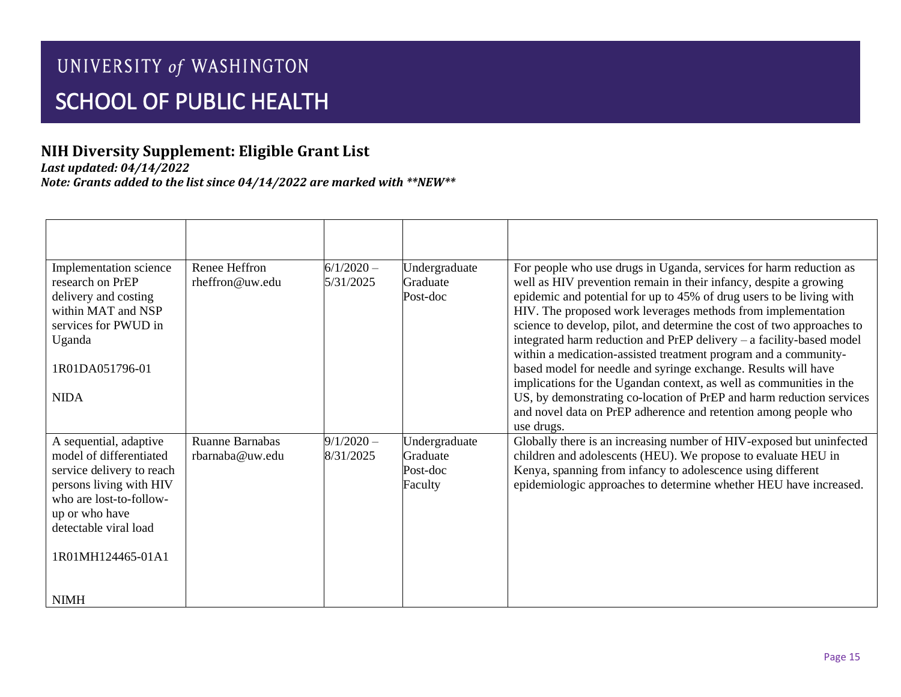# UNIVERSITY of WASHINGTON

# SCHOOL OF PUBLIC HEALTH

## NIH Diversity Supplement: Eligible Grant List

***Last updated: 04/14/2022***

***Note: Grants added to the list since 04/14/2022 are marked with **NEW*****

| | | | | |
|---|---|---|---|---|
| Implementation science research on PrEP delivery and costing within MAT and NSP services for PWUD in Uganda<br><br>1R01DA051796-01<br><br>NIDA | Renee Heffron<br>rheffron@uw.edu | 6/1/2020 – 5/31/2025 | Undergraduate<br>Graduate<br>Post-doc | For people who use drugs in Uganda, services for harm reduction as well as HIV prevention remain in their infancy, despite a growing epidemic and potential for up to 45% of drug users to be living with HIV. The proposed work leverages methods from implementation science to develop, pilot, and determine the cost of two approaches to integrated harm reduction and PrEP delivery – a facility-based model within a medication-assisted treatment program and a community-based model for needle and syringe exchange. Results will have implications for the Ugandan context, as well as communities in the US, by demonstrating co-location of PrEP and harm reduction services and novel data on PrEP adherence and retention among people who use drugs. |
| A sequential, adaptive model of differentiated service delivery to reach persons living with HIV who are lost-to-follow-up or who have detectable viral load<br><br>1R01MH124465-01A1<br><br>NIMH | Ruanne Barnabas<br>rbarnaba@uw.edu | 9/1/2020 – 8/31/2025 | Undergraduate<br>Graduate<br>Post-doc<br>Faculty | Globally there is an increasing number of HIV-exposed but uninfected children and adolescents (HEU). We propose to evaluate HEU in Kenya, spanning from infancy to adolescence using different epidemiologic approaches to determine whether HEU have increased. |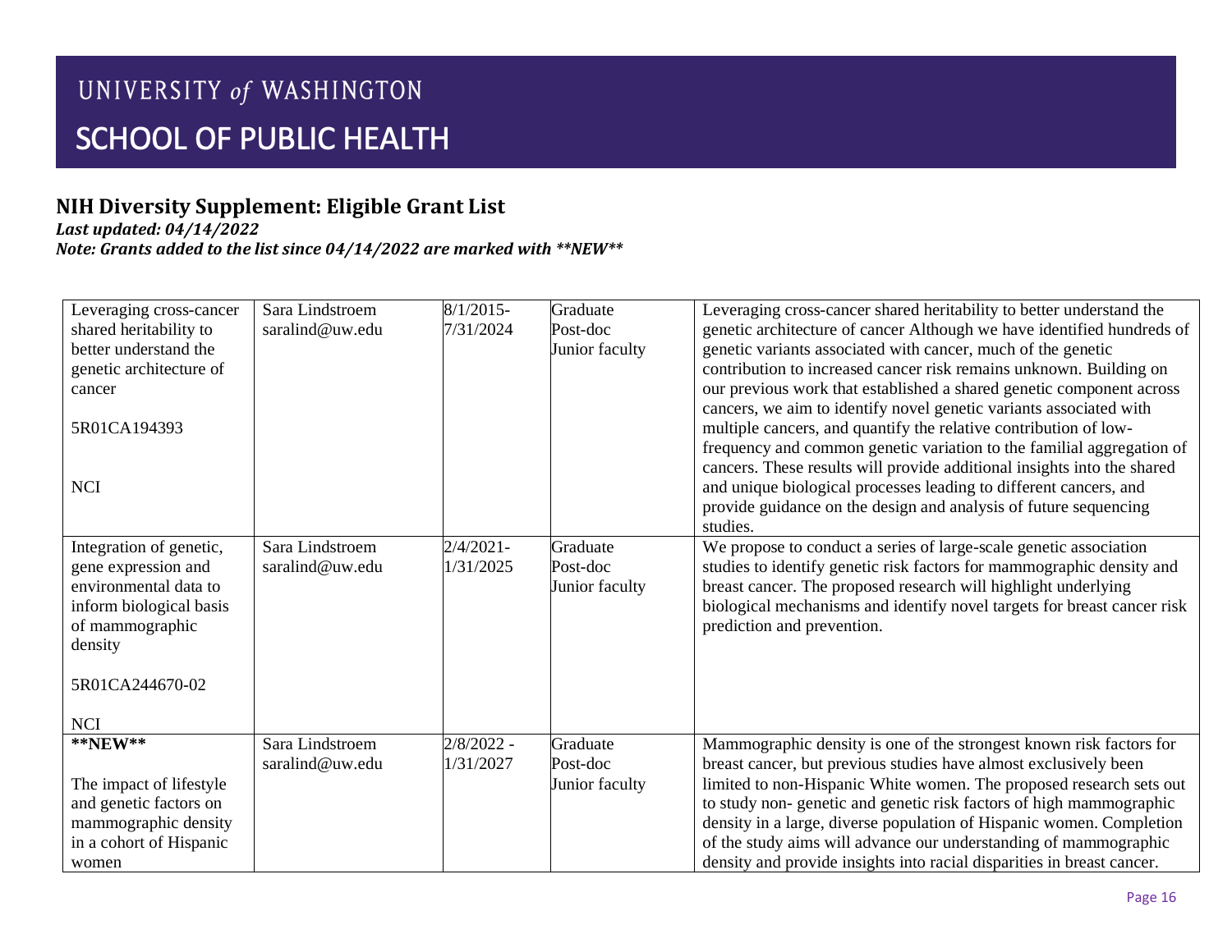# UNIVERSITY *of* WASHINGTON
## SCHOOL OF PUBLIC HEALTH

### NIH Diversity Supplement: Eligible Grant List

***Last updated: 04/14/2022***

***Note: Grants added to the list since 04/14/2022 are marked with **NEW*****

| | | | | |
|---|---|---|---|---|
| Leveraging cross-cancer shared heritability to better understand the genetic architecture of cancer<br><br>5R01CA194393<br><br>NCI | Sara Lindstroem<br>saralind@uw.edu | 8/1/2015-<br>7/31/2024 | Graduate<br>Post-doc<br>Junior faculty | Leveraging cross-cancer shared heritability to better understand the genetic architecture of cancer Although we have identified hundreds of genetic variants associated with cancer, much of the genetic contribution to increased cancer risk remains unknown. Building on our previous work that established a shared genetic component across cancers, we aim to identify novel genetic variants associated with multiple cancers, and quantify the relative contribution of low-frequency and common genetic variation to the familial aggregation of cancers. These results will provide additional insights into the shared and unique biological processes leading to different cancers, and provide guidance on the design and analysis of future sequencing studies. |
| Integration of genetic, gene expression and environmental data to inform biological basis of mammographic density<br><br>5R01CA244670-02<br><br>NCI | Sara Lindstroem<br>saralind@uw.edu | 2/4/2021-<br>1/31/2025 | Graduate<br>Post-doc<br>Junior faculty | We propose to conduct a series of large-scale genetic association studies to identify genetic risk factors for mammographic density and breast cancer. The proposed research will highlight underlying biological mechanisms and identify novel targets for breast cancer risk prediction and prevention. |
| **\*\*NEW\*\***<br><br>The impact of lifestyle and genetic factors on mammographic density in a cohort of Hispanic women | Sara Lindstroem<br>saralind@uw.edu | 2/8/2022 -<br>1/31/2027 | Graduate<br>Post-doc<br>Junior faculty | Mammographic density is one of the strongest known risk factors for breast cancer, but previous studies have almost exclusively been limited to non-Hispanic White women. The proposed research sets out to study non- genetic and genetic risk factors of high mammographic density in a large, diverse population of Hispanic women. Completion of the study aims will advance our understanding of mammographic density and provide insights into racial disparities in breast cancer. |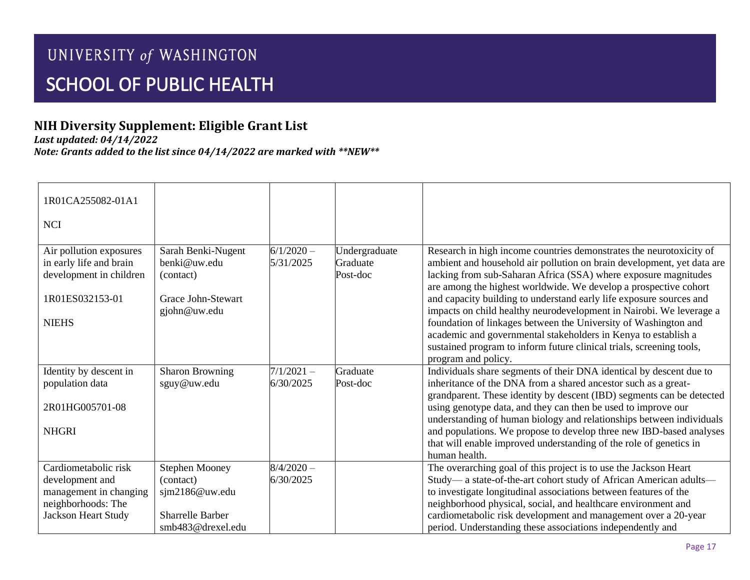## NIH Diversity Supplement: Eligible Grant List

***Last updated: 04/14/2022***

***Note: Grants added to the list since 04/14/2022 are marked with \*\*NEW\*\****

| | | | | |
|---|---|---|---|---|
| 1R01CA255082-01A1<br><br>NCI | | | | |
| Air pollution exposures in early life and brain development in children<br><br>1R01ES032153-01<br><br>NIEHS | Sarah Benki-Nugent<br>benki@uw.edu<br>(contact)<br><br>Grace John-Stewart<br>gjohn@uw.edu | 6/1/2020 – 5/31/2025 | Undergraduate<br>Graduate<br>Post-doc | Research in high income countries demonstrates the neurotoxicity of ambient and household air pollution on brain development, yet data are lacking from sub-Saharan Africa (SSA) where exposure magnitudes are among the highest worldwide. We develop a prospective cohort and capacity building to understand early life exposure sources and impacts on child healthy neurodevelopment in Nairobi. We leverage a foundation of linkages between the University of Washington and academic and governmental stakeholders in Kenya to establish a sustained program to inform future clinical trials, screening tools, program and policy. |
| Identity by descent in population data<br><br>2R01HG005701-08<br><br>NHGRI | Sharon Browning<br>sguy@uw.edu | 7/1/2021 – 6/30/2025 | Graduate<br>Post-doc | Individuals share segments of their DNA identical by descent due to inheritance of the DNA from a shared ancestor such as a great-grandparent. These identity by descent (IBD) segments can be detected using genotype data, and they can then be used to improve our understanding of human biology and relationships between individuals and populations. We propose to develop three new IBD-based analyses that will enable improved understanding of the role of genetics in human health. |
| Cardiometabolic risk development and management in changing neighborhoods: The Jackson Heart Study | Stephen Mooney<br>(contact)<br>sjm2186@uw.edu<br><br>Sharrelle Barber<br>smb483@drexel.edu | 8/4/2020 – 6/30/2025 | | The overarching goal of this project is to use the Jackson Heart Study— a state-of-the-art cohort study of African American adults— to investigate longitudinal associations between features of the neighborhood physical, social, and healthcare environment and cardiometabolic risk development and management over a 20-year period. Understanding these associations independently and |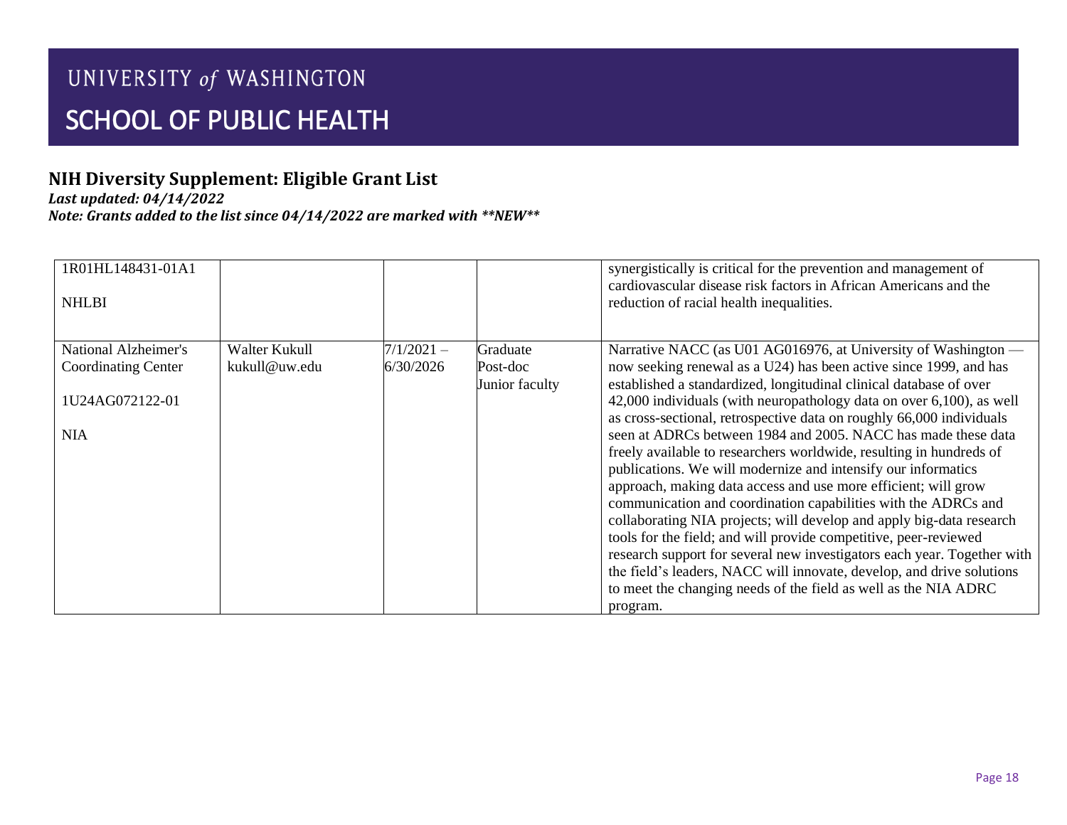UNIVERSITY *of* WASHINGTON

# SCHOOL OF PUBLIC HEALTH

## NIH Diversity Supplement: Eligible Grant List

***Last updated: 04/14/2022***

***Note: Grants added to the list since 04/14/2022 are marked with \*\*NEW\*\****

| | | | | |
|---|---|---|---|---|
| 1R01HL148431-01A1<br><br>NHLBI | | | | synergistically is critical for the prevention and management of cardiovascular disease risk factors in African Americans and the reduction of racial health inequalities. |
| National Alzheimer's Coordinating Center<br><br>1U24AG072122-01<br><br>NIA | Walter Kukull<br>kukull@uw.edu | 7/1/2021 – 6/30/2026 | Graduate<br>Post-doc<br>Junior faculty | Narrative NACC (as U01 AG016976, at University of Washington — now seeking renewal as a U24) has been active since 1999, and has established a standardized, longitudinal clinical database of over 42,000 individuals (with neuropathology data on over 6,100), as well as cross-sectional, retrospective data on roughly 66,000 individuals seen at ADRCs between 1984 and 2005. NACC has made these data freely available to researchers worldwide, resulting in hundreds of publications. We will modernize and intensify our informatics approach, making data access and use more efficient; will grow communication and coordination capabilities with the ADRCs and collaborating NIA projects; will develop and apply big-data research tools for the field; and will provide competitive, peer-reviewed research support for several new investigators each year. Together with the field's leaders, NACC will innovate, develop, and drive solutions to meet the changing needs of the field as well as the NIA ADRC program. |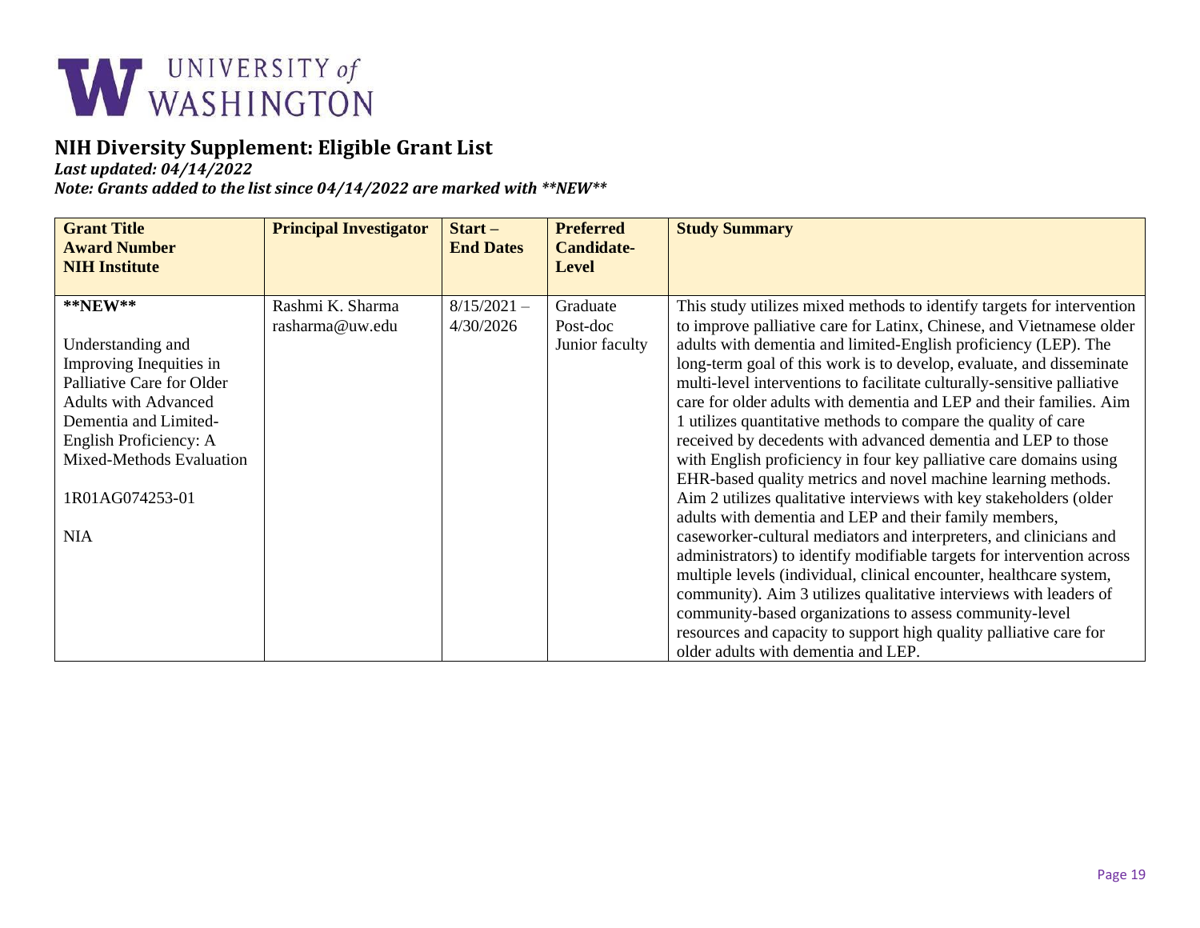UNIVERSITY of WASHINGTON

## NIH Diversity Supplement: Eligible Grant List

***Last updated: 04/14/2022***

***Note: Grants added to the list since 04/14/2022 are marked with **NEW*****

| Grant Title<br>Award Number<br>NIH Institute | Principal Investigator | Start – End Dates | Preferred Candidate-Level | Study Summary |
|---|---|---|---|---|
| **\*\*NEW\*\***<br><br>Understanding and Improving Inequities in Palliative Care for Older Adults with Advanced Dementia and Limited-English Proficiency: A Mixed-Methods Evaluation<br><br>1R01AG074253-01<br><br>NIA | Rashmi K. Sharma<br>rasharma@uw.edu | 8/15/2021 – 4/30/2026 | Graduate<br>Post-doc<br>Junior faculty | This study utilizes mixed methods to identify targets for intervention to improve palliative care for Latinx, Chinese, and Vietnamese older adults with dementia and limited-English proficiency (LEP). The long-term goal of this work is to develop, evaluate, and disseminate multi-level interventions to facilitate culturally-sensitive palliative care for older adults with dementia and LEP and their families. Aim 1 utilizes quantitative methods to compare the quality of care received by decedents with advanced dementia and LEP to those with English proficiency in four key palliative care domains using EHR-based quality metrics and novel machine learning methods. Aim 2 utilizes qualitative interviews with key stakeholders (older adults with dementia and LEP and their family members, caseworker-cultural mediators and interpreters, and clinicians and administrators) to identify modifiable targets for intervention across multiple levels (individual, clinical encounter, healthcare system, community). Aim 3 utilizes qualitative interviews with leaders of community-based organizations to assess community-level resources and capacity to support high quality palliative care for older adults with dementia and LEP. |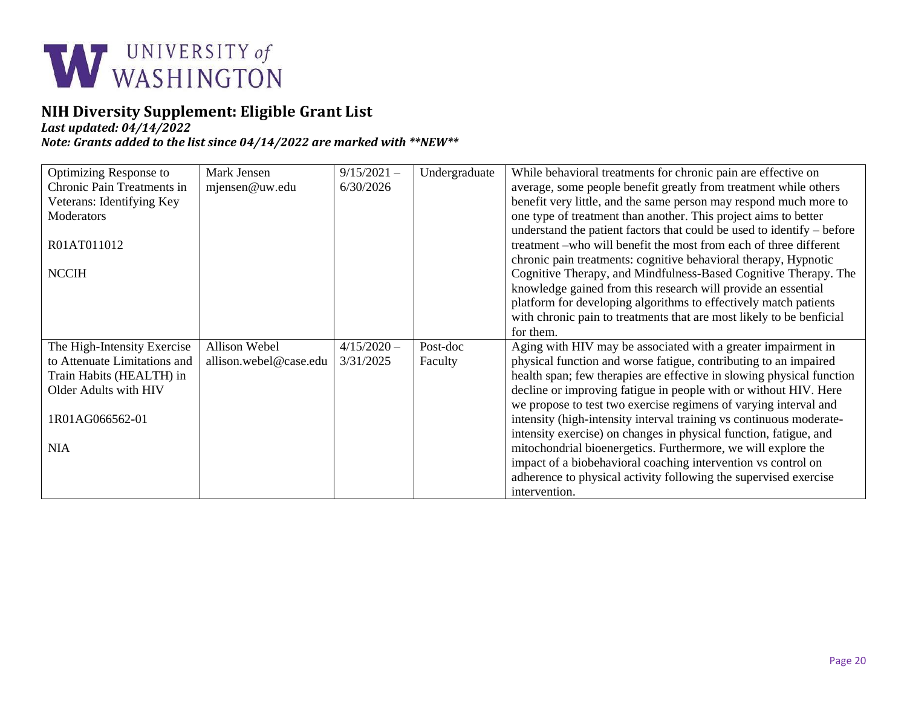UNIVERSITY of WASHINGTON

## NIH Diversity Supplement: Eligible Grant List

***Last updated: 04/14/2022***

***Note: Grants added to the list since 04/14/2022 are marked with **NEW*****

| | | | | |
|---|---|---|---|---|
| Optimizing Response to Chronic Pain Treatments in Veterans: Identifying Key Moderators<br><br>R01AT011012<br><br>NCCIH | Mark Jensen<br>mjensen@uw.edu | 9/15/2021 – 6/30/2026 | Undergraduate | While behavioral treatments for chronic pain are effective on average, some people benefit greatly from treatment while others benefit very little, and the same person may respond much more to one type of treatment than another. This project aims to better understand the patient factors that could be used to identify – before treatment –who will benefit the most from each of three different chronic pain treatments: cognitive behavioral therapy, Hypnotic Cognitive Therapy, and Mindfulness-Based Cognitive Therapy. The knowledge gained from this research will provide an essential platform for developing algorithms to effectively match patients with chronic pain to treatments that are most likely to be benficial for them. |
| The High-Intensity Exercise to Attenuate Limitations and Train Habits (HEALTH) in Older Adults with HIV<br><br>1R01AG066562-01<br><br>NIA | Allison Webel<br>allison.webel@case.edu | 4/15/2020 – 3/31/2025 | Post-doc<br>Faculty | Aging with HIV may be associated with a greater impairment in physical function and worse fatigue, contributing to an impaired health span; few therapies are effective in slowing physical function decline or improving fatigue in people with or without HIV. Here we propose to test two exercise regimens of varying interval and intensity (high-intensity interval training vs continuous moderate-intensity exercise) on changes in physical function, fatigue, and mitochondrial bioenergetics. Furthermore, we will explore the impact of a biobehavioral coaching intervention vs control on adherence to physical activity following the supervised exercise intervention. |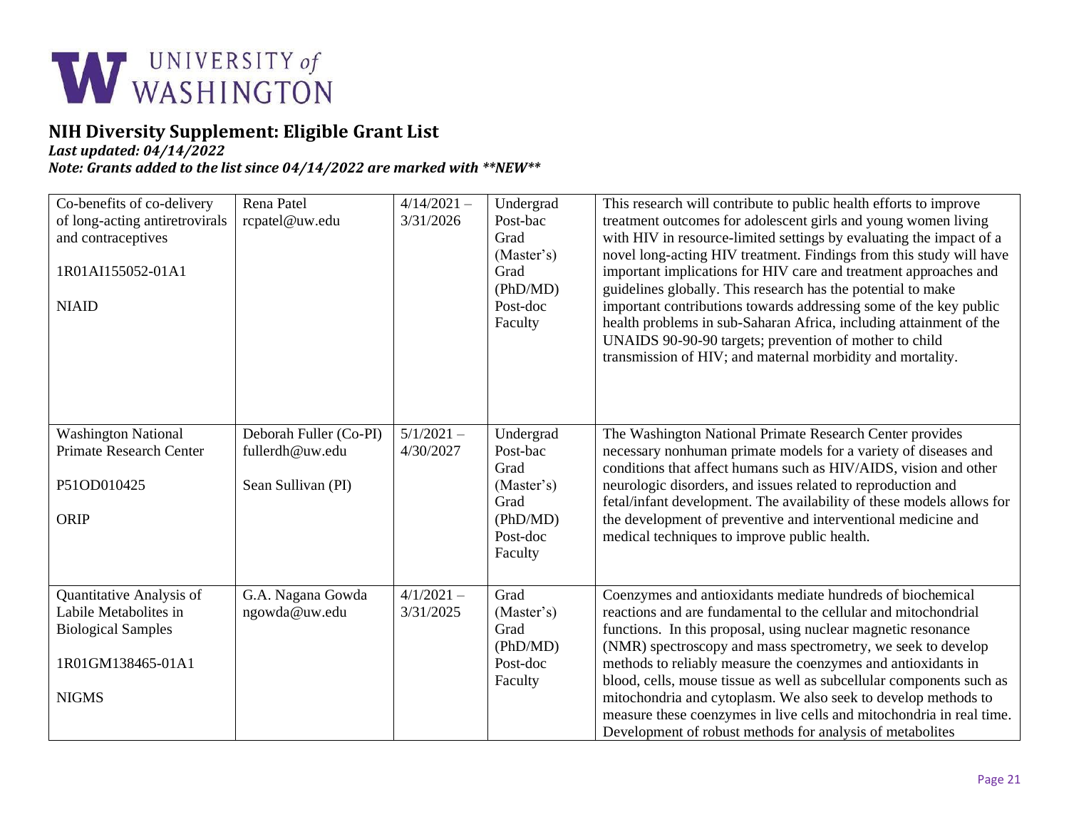# UNIVERSITY of WASHINGTON

## NIH Diversity Supplement: Eligible Grant List

***Last updated: 04/14/2022***

***Note: Grants added to the list since 04/14/2022 are marked with \*\*NEW\*\****

| | | | | |
|---|---|---|---|---|
| Co-benefits of co-delivery of long-acting antiretrovirals and contraceptives<br><br>1R01AI155052-01A1<br><br>NIAID | Rena Patel<br>rcpatel@uw.edu | 4/14/2021 – 3/31/2026 | Undergrad<br>Post-bac<br>Grad (Master's)<br>Grad (PhD/MD)<br>Post-doc<br>Faculty | This research will contribute to public health efforts to improve treatment outcomes for adolescent girls and young women living with HIV in resource-limited settings by evaluating the impact of a novel long-acting HIV treatment. Findings from this study will have important implications for HIV care and treatment approaches and guidelines globally. This research has the potential to make important contributions towards addressing some of the key public health problems in sub-Saharan Africa, including attainment of the UNAIDS 90-90-90 targets; prevention of mother to child transmission of HIV; and maternal morbidity and mortality. |
| Washington National Primate Research Center<br><br>P51OD010425<br><br>ORIP | Deborah Fuller (Co-PI)<br>fullerdh@uw.edu<br><br>Sean Sullivan (PI) | 5/1/2021 – 4/30/2027 | Undergrad<br>Post-bac<br>Grad (Master's)<br>Grad (PhD/MD)<br>Post-doc<br>Faculty | The Washington National Primate Research Center provides necessary nonhuman primate models for a variety of diseases and conditions that affect humans such as HIV/AIDS, vision and other neurologic disorders, and issues related to reproduction and fetal/infant development. The availability of these models allows for the development of preventive and interventional medicine and medical techniques to improve public health. |
| Quantitative Analysis of Labile Metabolites in Biological Samples<br><br>1R01GM138465-01A1<br><br>NIGMS | G.A. Nagana Gowda<br>ngowda@uw.edu | 4/1/2021 – 3/31/2025 | Grad (Master's)<br>Grad (PhD/MD)<br>Post-doc<br>Faculty | Coenzymes and antioxidants mediate hundreds of biochemical reactions and are fundamental to the cellular and mitochondrial functions. In this proposal, using nuclear magnetic resonance (NMR) spectroscopy and mass spectrometry, we seek to develop methods to reliably measure the coenzymes and antioxidants in blood, cells, mouse tissue as well as subcellular components such as mitochondria and cytoplasm. We also seek to develop methods to measure these coenzymes in live cells and mitochondria in real time. Development of robust methods for analysis of metabolites |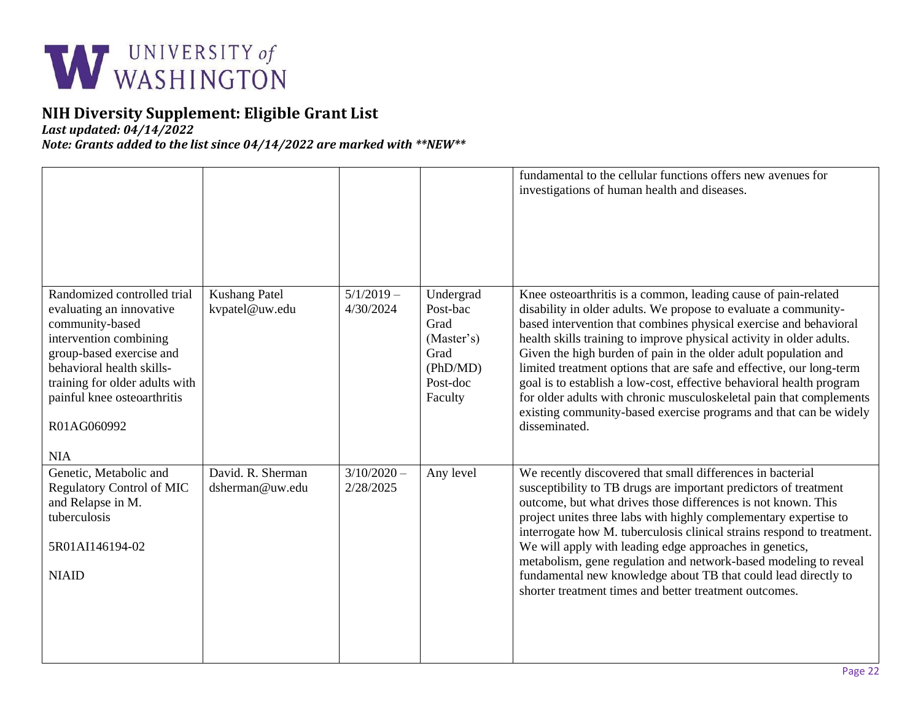# NIH Diversity Supplement: Eligible Grant List

***Last updated: 04/14/2022***

***Note: Grants added to the list since 04/14/2022 are marked with **NEW*****

| | | | | |
|---|---|---|---|---|
| | | | | fundamental to the cellular functions offers new avenues for investigations of human health and diseases. |
| Randomized controlled trial evaluating an innovative community-based intervention combining group-based exercise and behavioral health skills-training for older adults with painful knee osteoarthritis<br><br>R01AG060992<br><br>NIA | Kushang Patel<br>kvpatel@uw.edu | 5/1/2019 – 4/30/2024 | Undergrad<br>Post-bac<br>Grad (Master's)<br>Grad (PhD/MD)<br>Post-doc<br>Faculty | Knee osteoarthritis is a common, leading cause of pain-related disability in older adults. We propose to evaluate a community-based intervention that combines physical exercise and behavioral health skills training to improve physical activity in older adults. Given the high burden of pain in the older adult population and limited treatment options that are safe and effective, our long-term goal is to establish a low-cost, effective behavioral health program for older adults with chronic musculoskeletal pain that complements existing community-based exercise programs and that can be widely disseminated. |
| Genetic, Metabolic and Regulatory Control of MIC and Relapse in M. tuberculosis<br><br>5R01AI146194-02<br><br>NIAID | David. R. Sherman<br>dsherman@uw.edu | 3/10/2020 – 2/28/2025 | Any level | We recently discovered that small differences in bacterial susceptibility to TB drugs are important predictors of treatment outcome, but what drives those differences is not known. This project unites three labs with highly complementary expertise to interrogate how M. tuberculosis clinical strains respond to treatment. We will apply with leading edge approaches in genetics, metabolism, gene regulation and network-based modeling to reveal fundamental new knowledge about TB that could lead directly to shorter treatment times and better treatment outcomes. |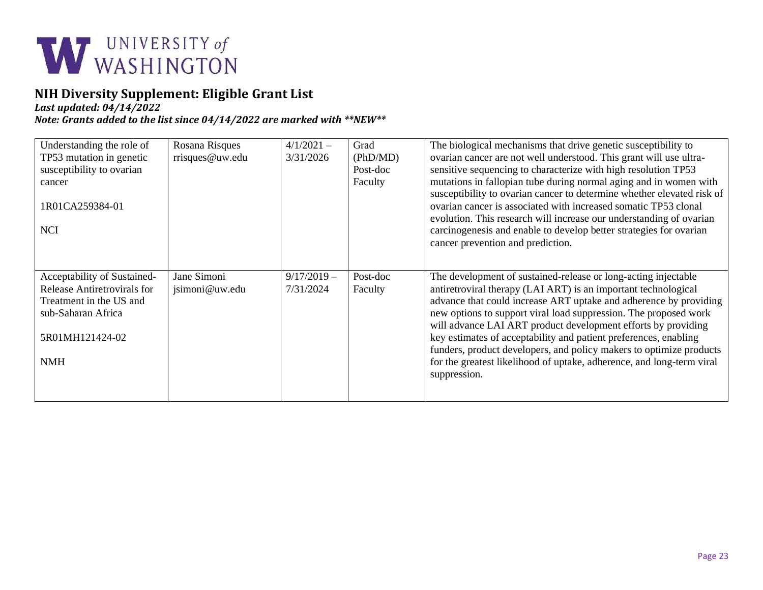# NIH Diversity Supplement: Eligible Grant List

***Last updated: 04/14/2022***

***Note: Grants added to the list since 04/14/2022 are marked with **NEW*****

| | | | | |
|---|---|---|---|---|
| Understanding the role of TP53 mutation in genetic susceptibility to ovarian cancer<br><br>1R01CA259384-01<br><br>NCI | Rosana Risques<br>rrisques@uw.edu | 4/1/2021 – 3/31/2026 | Grad (PhD/MD)<br>Post-doc<br>Faculty | The biological mechanisms that drive genetic susceptibility to ovarian cancer are not well understood. This grant will use ultra-sensitive sequencing to characterize with high resolution TP53 mutations in fallopian tube during normal aging and in women with susceptibility to ovarian cancer to determine whether elevated risk of ovarian cancer is associated with increased somatic TP53 clonal evolution. This research will increase our understanding of ovarian carcinogenesis and enable to develop better strategies for ovarian cancer prevention and prediction. |
| Acceptability of Sustained-Release Antiretrovirals for Treatment in the US and sub-Saharan Africa<br><br>5R01MH121424-02<br><br>NMH | Jane Simoni<br>jsimoni@uw.edu | 9/17/2019 – 7/31/2024 | Post-doc<br>Faculty | The development of sustained-release or long-acting injectable antiretroviral therapy (LAI ART) is an important technological advance that could increase ART uptake and adherence by providing new options to support viral load suppression. The proposed work will advance LAI ART product development efforts by providing key estimates of acceptability and patient preferences, enabling funders, product developers, and policy makers to optimize products for the greatest likelihood of uptake, adherence, and long-term viral suppression. |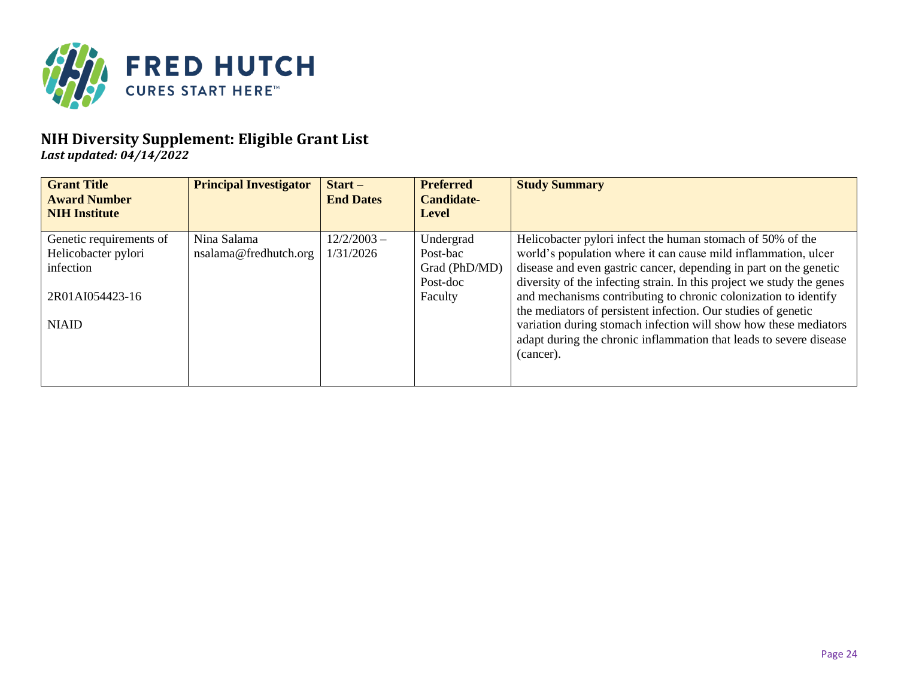## NIH Diversity Supplement: Eligible Grant List

***Last updated: 04/14/2022***

| **Grant Title**<br>**Award Number**<br>**NIH Institute** | **Principal Investigator** | **Start – End Dates** | **Preferred Candidate-Level** | **Study Summary** |
|---|---|---|---|---|
| Genetic requirements of Helicobacter pylori infection<br><br>2R01AI054423-16<br><br>NIAID | Nina Salama<br>nsalama@fredhutch.org | 12/2/2003 – 1/31/2026 | Undergrad<br>Post-bac<br>Grad (PhD/MD)<br>Post-doc<br>Faculty | Helicobacter pylori infect the human stomach of 50% of the world's population where it can cause mild inflammation, ulcer disease and even gastric cancer, depending in part on the genetic diversity of the infecting strain. In this project we study the genes and mechanisms contributing to chronic colonization to identify the mediators of persistent infection. Our studies of genetic variation during stomach infection will show how these mediators adapt during the chronic inflammation that leads to severe disease (cancer). |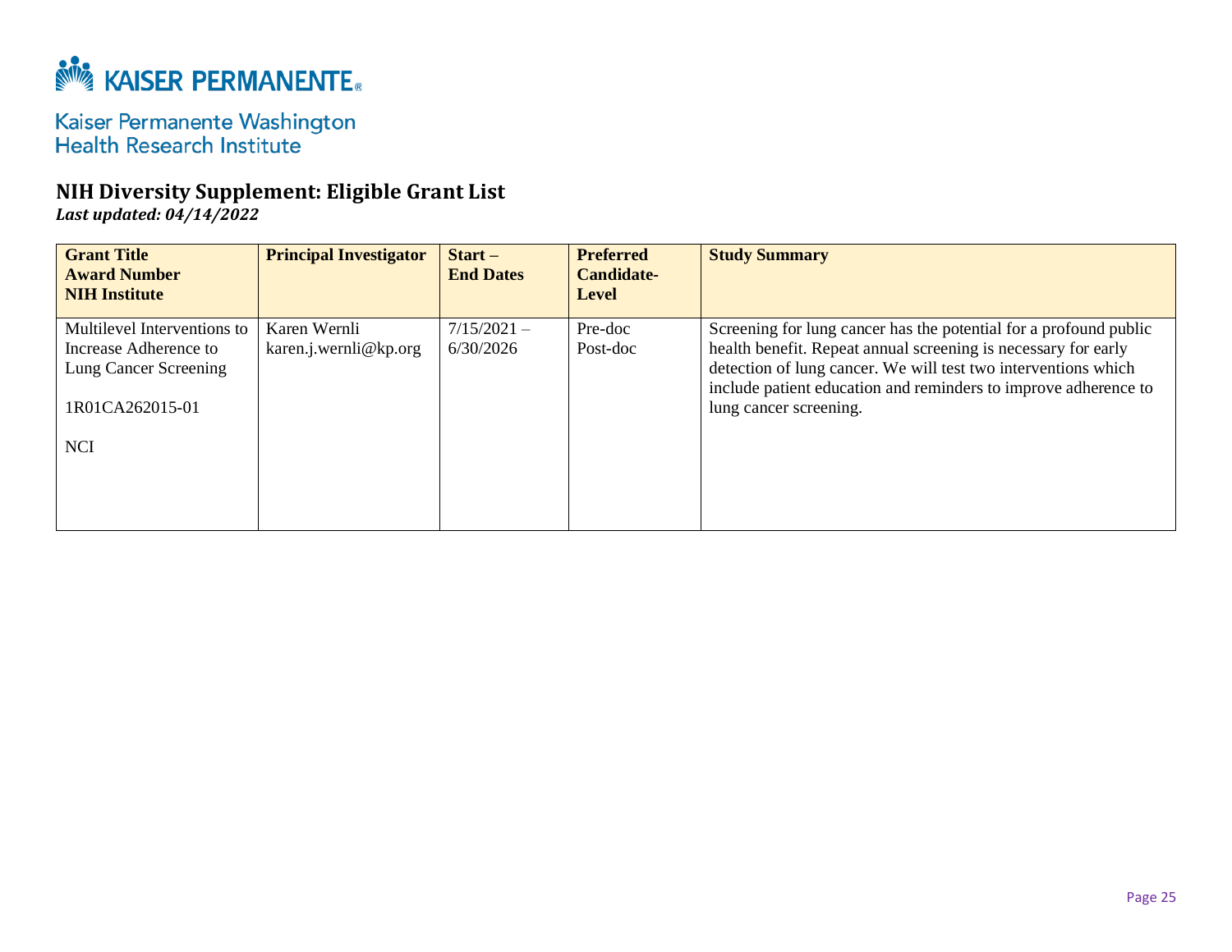KAISER PERMANENTE®

Kaiser Permanente Washington
Health Research Institute

## NIH Diversity Supplement: Eligible Grant List

***Last updated: 04/14/2022***

| Grant Title<br>Award Number<br>NIH Institute | Principal Investigator | Start – End Dates | Preferred Candidate-Level | Study Summary |
|---|---|---|---|---|
| Multilevel Interventions to Increase Adherence to Lung Cancer Screening<br><br>1R01CA262015-01<br><br>NCI | Karen Wernli<br>karen.j.wernli@kp.org | 7/15/2021 – 6/30/2026 | Pre-doc<br>Post-doc | Screening for lung cancer has the potential for a profound public health benefit. Repeat annual screening is necessary for early detection of lung cancer. We will test two interventions which include patient education and reminders to improve adherence to lung cancer screening. |